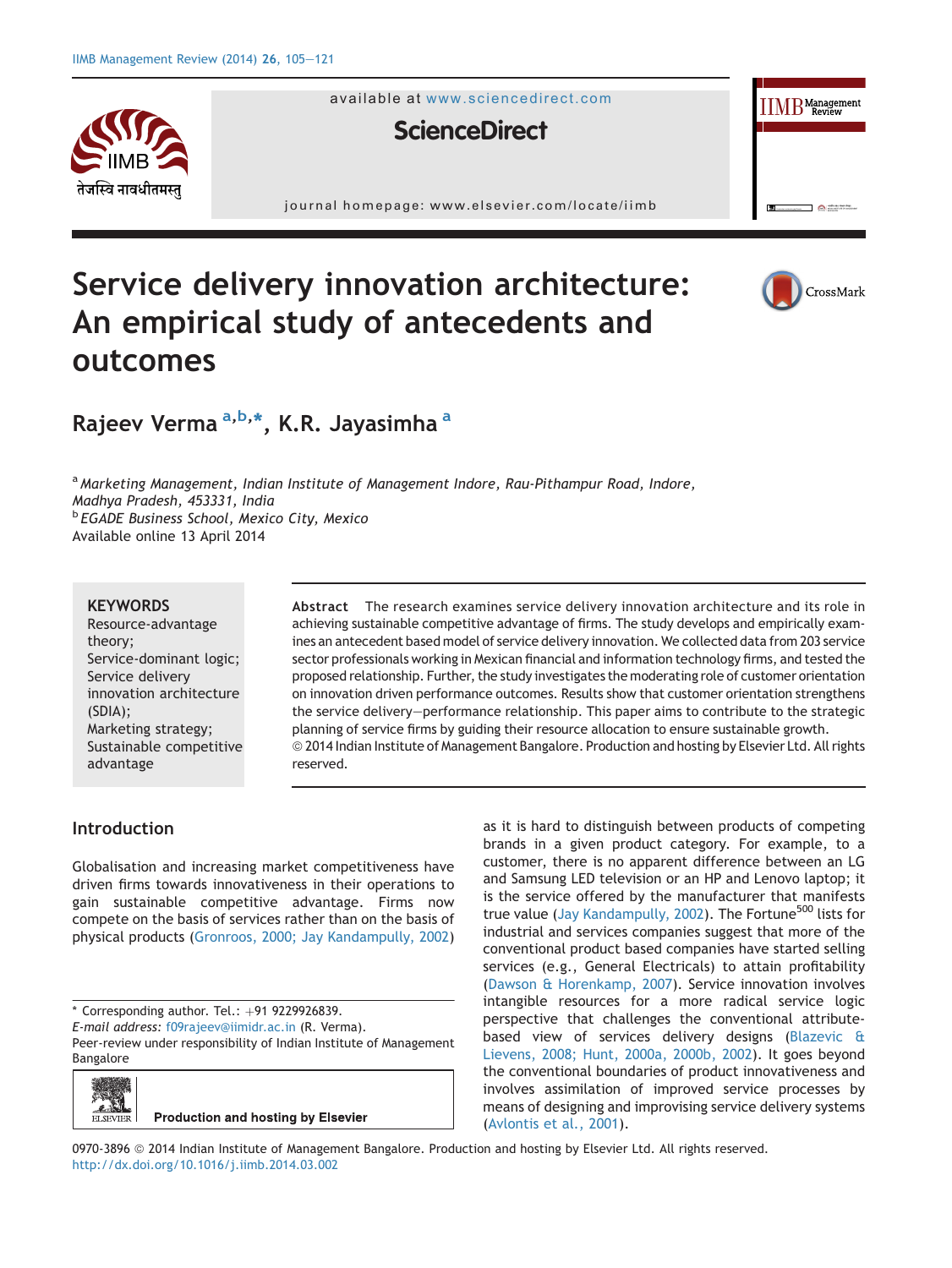# Service delivery innovation architecture: An empirical study of antecedents and outcomes

Rajeev Verma [a,b,*], K.R. Jayasimha [a]

[a] *Marketing Management, Indian Institute of Management Indore, Rau-Pithampur Road, Indore, Madhya Pradesh, 453331, India*
[b] *EGADE Business School, Mexico City, Mexico*

Available online 13 April 2014

**KEYWORDS**
Resource-advantage theory;
Service-dominant logic;
Service delivery innovation architecture (SDIA);
Marketing strategy;
Sustainable competitive advantage

**Abstract** The research examines service delivery innovation architecture and its role in achieving sustainable competitive advantage of firms. The study develops and empirically examines an antecedent based model of service delivery innovation. We collected data from 203 service sector professionals working in Mexican financial and information technology firms, and tested the proposed relationship. Further, the study investigates the moderating role of customer orientation on innovation driven performance outcomes. Results show that customer orientation strengthens the service delivery–performance relationship. This paper aims to contribute to the strategic planning of service firms by guiding their resource allocation to ensure sustainable growth.
© 2014 Indian Institute of Management Bangalore. Production and hosting by Elsevier Ltd. All rights reserved.

## Introduction

Globalisation and increasing market competitiveness have driven firms towards innovativeness in their operations to gain sustainable competitive advantage. Firms now compete on the basis of services rather than on the basis of physical products (Gronroos, 2000; Jay Kandampully, 2002) as it is hard to distinguish between products of competing brands in a given product category. For example, to a customer, there is no apparent difference between an LG and Samsung LED television or an HP and Lenovo laptop; it is the service offered by the manufacturer that manifests true value (Jay Kandampully, 2002). The Fortune[500] lists for industrial and services companies suggest that more of the conventional product based companies have started selling services (e.g., General Electricals) to attain profitability (Dawson & Horenkamp, 2007). Service innovation involves intangible resources for a more radical service logic perspective that challenges the conventional attribute-based view of services delivery designs (Blazevic & Lievens, 2008; Hunt, 2000a, 2000b, 2002). It goes beyond the conventional boundaries of product innovativeness and involves assimilation of improved service processes by means of designing and improvising service delivery systems (Avlontis et al., 2001).

\* Corresponding author. Tel.: +91 9229926839.
*E-mail address:* f09rajeev@iimidr.ac.in (R. Verma).
Peer-review under responsibility of Indian Institute of Management Bangalore

Production and hosting by Elsevier

0970-3896 © 2014 Indian Institute of Management Bangalore. Production and hosting by Elsevier Ltd. All rights reserved.
http://dx.doi.org/10.1016/j.iimb.2014.03.002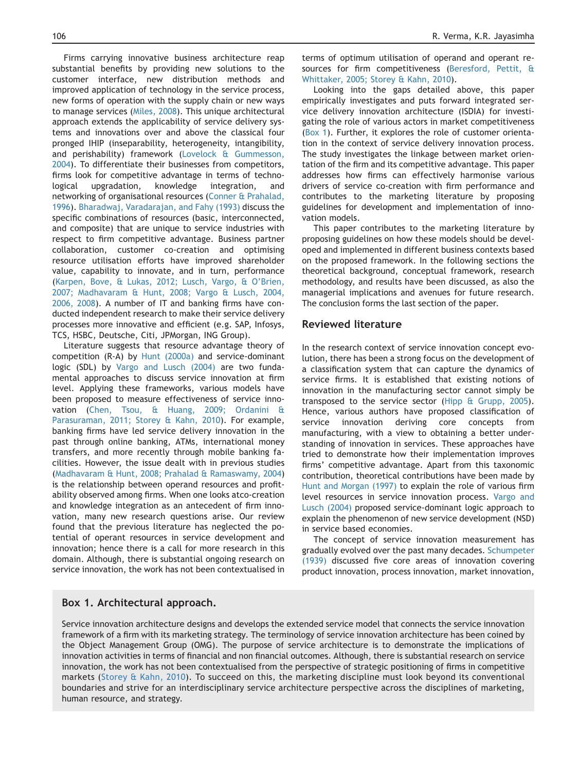Firms carrying innovative business architecture reap substantial benefits by providing new solutions to the customer interface, new distribution methods and improved application of technology in the service process, new forms of operation with the supply chain or new ways to manage services (Miles, 2008). This unique architectural approach extends the applicability of service delivery systems and innovations over and above the classical four pronged IHIP (inseparability, heterogeneity, intangibility, and perishability) framework (Lovelock & Gummesson, 2004). To differentiate their businesses from competitors, firms look for competitive advantage in terms of technological upgradation, knowledge integration, and networking of organisational resources (Conner & Prahalad, 1996). Bharadwaj, Varadarajan, and Fahy (1993) discuss the specific combinations of resources (basic, interconnected, and composite) that are unique to service industries with respect to firm competitive advantage. Business partner collaboration, customer co-creation and optimising resource utilisation efforts have improved shareholder value, capability to innovate, and in turn, performance (Karpen, Bove, & Lukas, 2012; Lusch, Vargo, & O'Brien, 2007; Madhavaram & Hunt, 2008; Vargo & Lusch, 2004, 2006, 2008). A number of IT and banking firms have conducted independent research to make their service delivery processes more innovative and efficient (e.g. SAP, Infosys, TCS, HSBC, Deutsche, Citi, JPMorgan, ING Group).

Literature suggests that resource advantage theory of competition (R-A) by Hunt (2000a) and service-dominant logic (SDL) by Vargo and Lusch (2004) are two fundamental approaches to discuss service innovation at firm level. Applying these frameworks, various models have been proposed to measure effectiveness of service innovation (Chen, Tsou, & Huang, 2009; Ordanini & Parasuraman, 2011; Storey & Kahn, 2010). For example, banking firms have led service delivery innovation in the past through online banking, ATMs, international money transfers, and more recently through mobile banking facilities. However, the issue dealt with in previous studies (Madhavaram & Hunt, 2008; Prahalad & Ramaswamy, 2004) is the relationship between operand resources and profitability observed among firms. When one looks atco-creation and knowledge integration as an antecedent of firm innovation, many new research questions arise. Our review found that the previous literature has neglected the potential of operant resources in service development and innovation; hence there is a call for more research in this domain. Although, there is substantial ongoing research on service innovation, the work has not been contextualised in terms of optimum utilisation of operand and operant resources for firm competitiveness (Beresford, Pettit, & Whittaker, 2005; Storey & Kahn, 2010).

Looking into the gaps detailed above, this paper empirically investigates and puts forward integrated service delivery innovation architecture (ISDIA) for investigating the role of various actors in market competitiveness (Box 1). Further, it explores the role of customer orientation in the context of service delivery innovation process. The study investigates the linkage between market orientation of the firm and its competitive advantage. This paper addresses how firms can effectively harmonise various drivers of service co-creation with firm performance and contributes to the marketing literature by proposing guidelines for development and implementation of innovation models.

This paper contributes to the marketing literature by proposing guidelines on how these models should be developed and implemented in different business contexts based on the proposed framework. In the following sections the theoretical background, conceptual framework, research methodology, and results have been discussed, as also the managerial implications and avenues for future research. The conclusion forms the last section of the paper.

## Reviewed literature

In the research context of service innovation concept evolution, there has been a strong focus on the development of a classification system that can capture the dynamics of service firms. It is established that existing notions of innovation in the manufacturing sector cannot simply be transposed to the service sector (Hipp & Grupp, 2005). Hence, various authors have proposed classification of service innovation deriving core concepts from manufacturing, with a view to obtaining a better understanding of innovation in services. These approaches have tried to demonstrate how their implementation improves firms' competitive advantage. Apart from this taxonomic contribution, theoretical contributions have been made by Hunt and Morgan (1997) to explain the role of various firm level resources in service innovation process. Vargo and Lusch (2004) proposed service-dominant logic approach to explain the phenomenon of new service development (NSD) in service based economies.

The concept of service innovation measurement has gradually evolved over the past many decades. Schumpeter (1939) discussed five core areas of innovation covering product innovation, process innovation, market innovation,

> **Box 1. Architectural approach.**
>
> Service innovation architecture designs and develops the extended service model that connects the service innovation framework of a firm with its marketing strategy. The terminology of service innovation architecture has been coined by the Object Management Group (OMG). The purpose of service architecture is to demonstrate the implications of innovation activities in terms of financial and non financial outcomes. Although, there is substantial research on service innovation, the work has not been contextualised from the perspective of strategic positioning of firms in competitive markets (Storey & Kahn, 2010). To succeed on this, the marketing discipline must look beyond its conventional boundaries and strive for an interdisciplinary service architecture perspective across the disciplines of marketing, human resource, and strategy.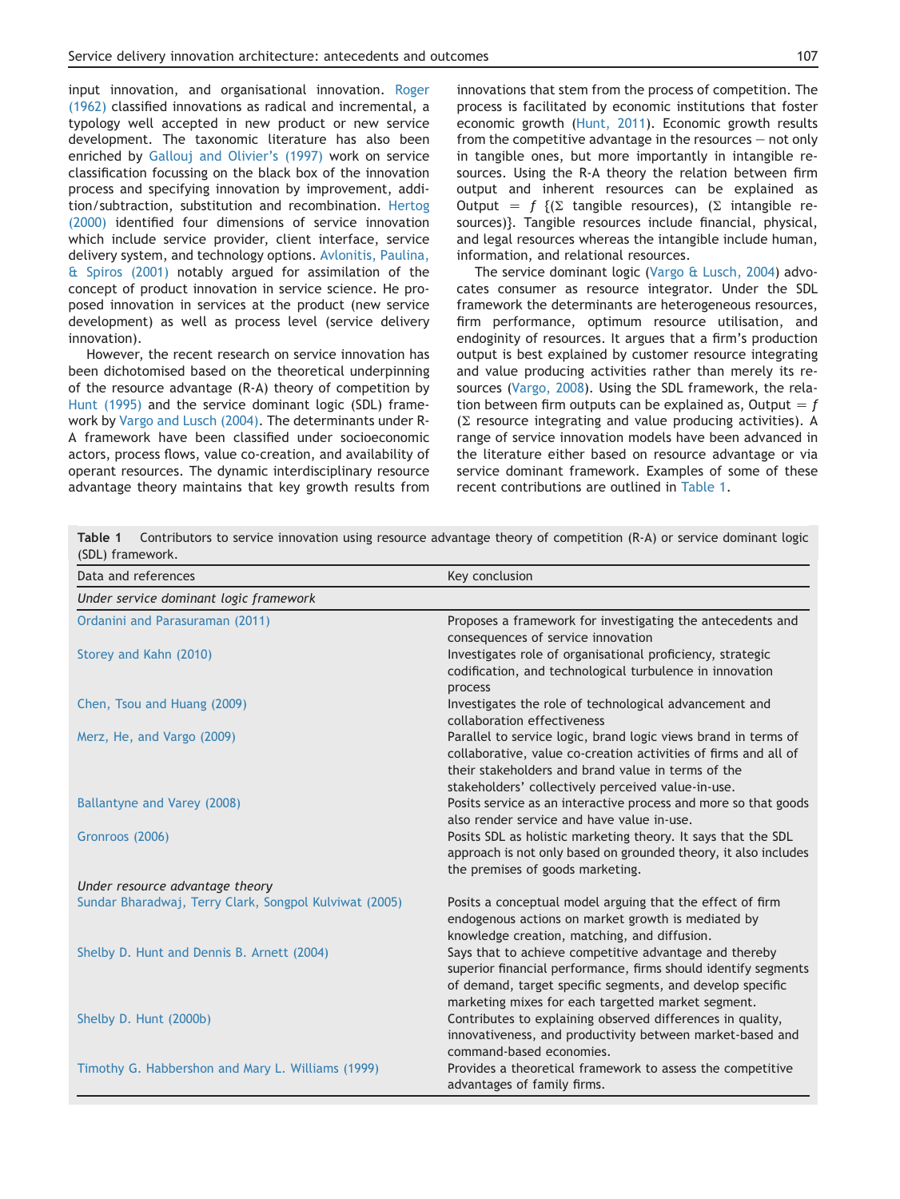input innovation, and organisational innovation. Roger (1962) classified innovations as radical and incremental, a typology well accepted in new product or new service development. The taxonomic literature has also been enriched by Gallouj and Olivier's (1997) work on service classification focussing on the black box of the innovation process and specifying innovation by improvement, addition/subtraction, substitution and recombination. Hertog (2000) identified four dimensions of service innovation which include service provider, client interface, service delivery system, and technology options. Avlonitis, Paulina, & Spiros (2001) notably argued for assimilation of the concept of product innovation in service science. He proposed innovation in services at the product (new service development) as well as process level (service delivery innovation).

However, the recent research on service innovation has been dichotomised based on the theoretical underpinning of the resource advantage (R-A) theory of competition by Hunt (1995) and the service dominant logic (SDL) framework by Vargo and Lusch (2004). The determinants under R-A framework have been classified under socioeconomic actors, process flows, value co-creation, and availability of operant resources. The dynamic interdisciplinary resource advantage theory maintains that key growth results from innovations that stem from the process of competition. The process is facilitated by economic institutions that foster economic growth (Hunt, 2011). Economic growth results from the competitive advantage in the resources — not only in tangible ones, but more importantly in intangible resources. Using the R-A theory the relation between firm output and inherent resources can be explained as Output $= f$ {(Σ tangible resources), (Σ intangible resources)}. Tangible resources include financial, physical, and legal resources whereas the intangible include human, information, and relational resources.

The service dominant logic (Vargo & Lusch, 2004) advocates consumer as resource integrator. Under the SDL framework the determinants are heterogeneous resources, firm performance, optimum resource utilisation, and endoginity of resources. It argues that a firm's production output is best explained by customer resource integrating and value producing activities rather than merely its resources (Vargo, 2008). Using the SDL framework, the relation between firm outputs can be explained as, Output $= f$ (Σ resource integrating and value producing activities). A range of service innovation models have been advanced in the literature either based on resource advantage or via service dominant framework. Examples of some of these recent contributions are outlined in Table 1.

**Table 1** Contributors to service innovation using resource advantage theory of competition (R-A) or service dominant logic (SDL) framework.

| Data and references | Key conclusion |
|---|---|
| *Under service dominant logic framework* | |
| Ordanini and Parasuraman (2011) | Proposes a framework for investigating the antecedents and consequences of service innovation |
| Storey and Kahn (2010) | Investigates role of organisational proficiency, strategic codification, and technological turbulence in innovation process |
| Chen, Tsou and Huang (2009) | Investigates the role of technological advancement and collaboration effectiveness |
| Merz, He, and Vargo (2009) | Parallel to service logic, brand logic views brand in terms of collaborative, value co-creation activities of firms and all of their stakeholders and brand value in terms of the stakeholders' collectively perceived value-in-use. |
| Ballantyne and Varey (2008) | Posits service as an interactive process and more so that goods also render service and have value in-use. |
| Gronroos (2006) | Posits SDL as holistic marketing theory. It says that the SDL approach is not only based on grounded theory, it also includes the premises of goods marketing. |
| *Under resource advantage theory* | |
| Sundar Bharadwaj, Terry Clark, Songpol Kulviwat (2005) | Posits a conceptual model arguing that the effect of firm endogenous actions on market growth is mediated by knowledge creation, matching, and diffusion. |
| Shelby D. Hunt and Dennis B. Arnett (2004) | Says that to achieve competitive advantage and thereby superior financial performance, firms should identify segments of demand, target specific segments, and develop specific marketing mixes for each targetted market segment. |
| Shelby D. Hunt (2000b) | Contributes to explaining observed differences in quality, innovativeness, and productivity between market-based and command-based economies. |
| Timothy G. Habbershon and Mary L. Williams (1999) | Provides a theoretical framework to assess the competitive advantages of family firms. |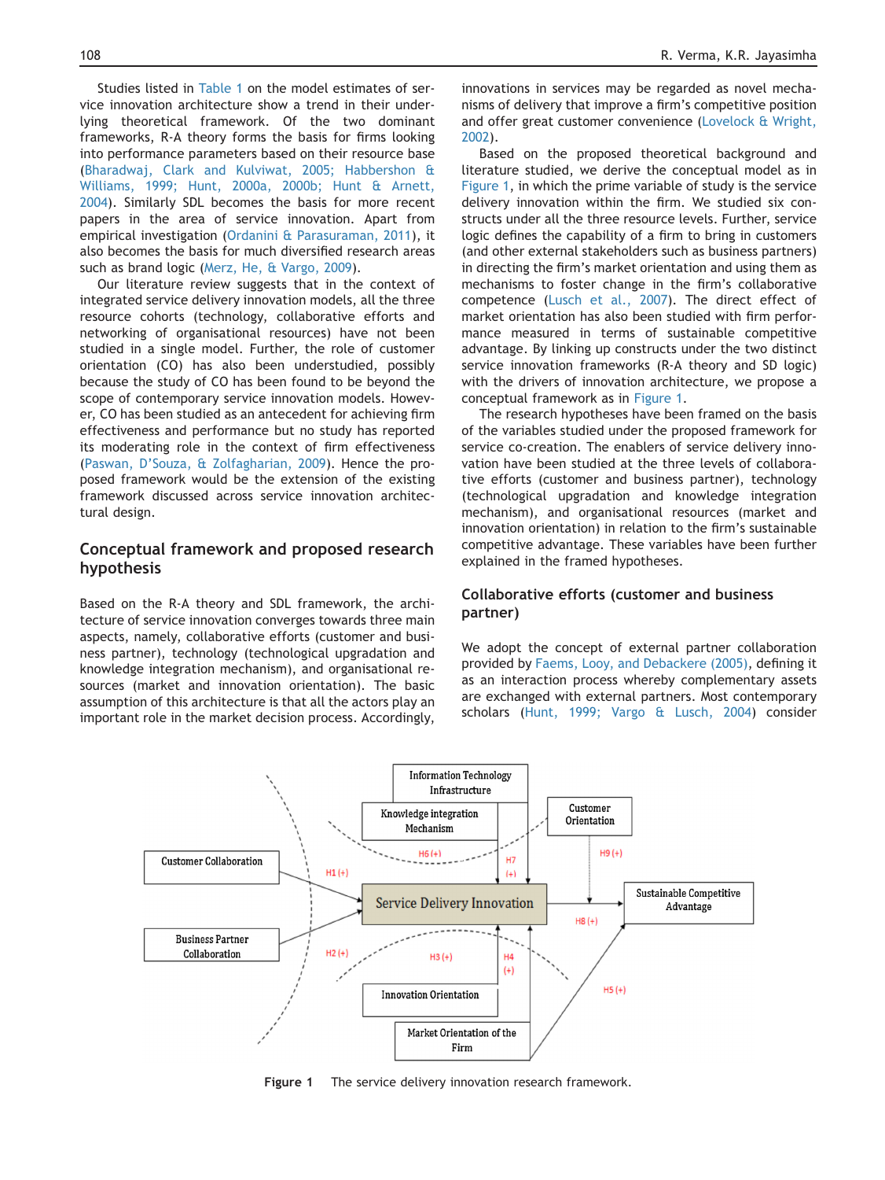Studies listed in Table 1 on the model estimates of service innovation architecture show a trend in their underlying theoretical framework. Of the two dominant frameworks, R-A theory forms the basis for firms looking into performance parameters based on their resource base (Bharadwaj, Clark and Kulviwat, 2005; Habbershon & Williams, 1999; Hunt, 2000a, 2000b; Hunt & Arnett, 2004). Similarly SDL becomes the basis for more recent papers in the area of service innovation. Apart from empirical investigation (Ordanini & Parasuraman, 2011), it also becomes the basis for much diversified research areas such as brand logic (Merz, He, & Vargo, 2009).

Our literature review suggests that in the context of integrated service delivery innovation models, all the three resource cohorts (technology, collaborative efforts and networking of organisational resources) have not been studied in a single model. Further, the role of customer orientation (CO) has also been understudied, possibly because the study of CO has been found to be beyond the scope of contemporary service innovation models. However, CO has been studied as an antecedent for achieving firm effectiveness and performance but no study has reported its moderating role in the context of firm effectiveness (Paswan, D'Souza, & Zolfagharian, 2009). Hence the proposed framework would be the extension of the existing framework discussed across service innovation architectural design.

## Conceptual framework and proposed research hypothesis

Based on the R-A theory and SDL framework, the architecture of service innovation converges towards three main aspects, namely, collaborative efforts (customer and business partner), technology (technological upgradation and knowledge integration mechanism), and organisational resources (market and innovation orientation). The basic assumption of this architecture is that all the actors play an important role in the market decision process. Accordingly, innovations in services may be regarded as novel mechanisms of delivery that improve a firm's competitive position and offer great customer convenience (Lovelock & Wright, 2002).

Based on the proposed theoretical background and literature studied, we derive the conceptual model as in Figure 1, in which the prime variable of study is the service delivery innovation within the firm. We studied six constructs under all the three resource levels. Further, service logic defines the capability of a firm to bring in customers (and other external stakeholders such as business partners) in directing the firm's market orientation and using them as mechanisms to foster change in the firm's collaborative competence (Lusch et al., 2007). The direct effect of market orientation has also been studied with firm performance measured in terms of sustainable competitive advantage. By linking up constructs under the two distinct service innovation frameworks (R-A theory and SD logic) with the drivers of innovation architecture, we propose a conceptual framework as in Figure 1.

The research hypotheses have been framed on the basis of the variables studied under the proposed framework for service co-creation. The enablers of service delivery innovation have been studied at the three levels of collaborative efforts (customer and business partner), technology (technological upgradation and knowledge integration mechanism), and organisational resources (market and innovation orientation) in relation to the firm's sustainable competitive advantage. These variables have been further explained in the framed hypotheses.

## Collaborative efforts (customer and business partner)

We adopt the concept of external partner collaboration provided by Faems, Looy, and Debackere (2005), defining it as an interaction process whereby complementary assets are exchanged with external partners. Most contemporary scholars (Hunt, 1999; Vargo & Lusch, 2004) consider

**Figure 1** The service delivery innovation research framework.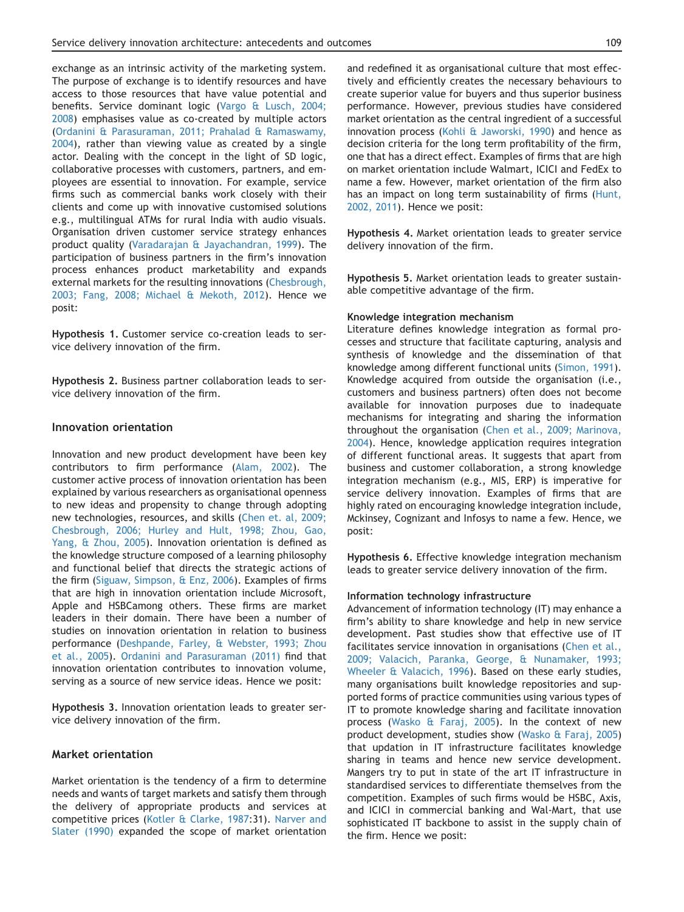exchange as an intrinsic activity of the marketing system. The purpose of exchange is to identify resources and have access to those resources that have value potential and benefits. Service dominant logic (Vargo & Lusch, 2004; 2008) emphasises value as co-created by multiple actors (Ordanini & Parasuraman, 2011; Prahalad & Ramaswamy, 2004), rather than viewing value as created by a single actor. Dealing with the concept in the light of SD logic, collaborative processes with customers, partners, and employees are essential to innovation. For example, service firms such as commercial banks work closely with their clients and come up with innovative customised solutions e.g., multilingual ATMs for rural India with audio visuals. Organisation driven customer service strategy enhances product quality (Varadarajan & Jayachandran, 1999). The participation of business partners in the firm's innovation process enhances product marketability and expands external markets for the resulting innovations (Chesbrough, 2003; Fang, 2008; Michael & Mekoth, 2012). Hence we posit:

**Hypothesis 1.** Customer service co-creation leads to service delivery innovation of the firm.

**Hypothesis 2.** Business partner collaboration leads to service delivery innovation of the firm.

## Innovation orientation

Innovation and new product development have been key contributors to firm performance (Alam, 2002). The customer active process of innovation orientation has been explained by various researchers as organisational openness to new ideas and propensity to change through adopting new technologies, resources, and skills (Chen et. al, 2009; Chesbrough, 2006; Hurley and Hult, 1998; Zhou, Gao, Yang, & Zhou, 2005). Innovation orientation is defined as the knowledge structure composed of a learning philosophy and functional belief that directs the strategic actions of the firm (Siguaw, Simpson, & Enz, 2006). Examples of firms that are high in innovation orientation include Microsoft, Apple and HSBCamong others. These firms are market leaders in their domain. There have been a number of studies on innovation orientation in relation to business performance (Deshpande, Farley, & Webster, 1993; Zhou et al., 2005). Ordanini and Parasuraman (2011) find that innovation orientation contributes to innovation volume, serving as a source of new service ideas. Hence we posit:

**Hypothesis 3.** Innovation orientation leads to greater service delivery innovation of the firm.

## Market orientation

Market orientation is the tendency of a firm to determine needs and wants of target markets and satisfy them through the delivery of appropriate products and services at competitive prices (Kotler & Clarke, 1987:31). Narver and Slater (1990) expanded the scope of market orientation and redefined it as organisational culture that most effectively and efficiently creates the necessary behaviours to create superior value for buyers and thus superior business performance. However, previous studies have considered market orientation as the central ingredient of a successful innovation process (Kohli & Jaworski, 1990) and hence as decision criteria for the long term profitability of the firm, one that has a direct effect. Examples of firms that are high on market orientation include Walmart, ICICI and FedEx to name a few. However, market orientation of the firm also has an impact on long term sustainability of firms (Hunt, 2002, 2011). Hence we posit:

**Hypothesis 4.** Market orientation leads to greater service delivery innovation of the firm.

**Hypothesis 5.** Market orientation leads to greater sustainable competitive advantage of the firm.

### Knowledge integration mechanism

Literature defines knowledge integration as formal processes and structure that facilitate capturing, analysis and synthesis of knowledge and the dissemination of that knowledge among different functional units (Simon, 1991). Knowledge acquired from outside the organisation (i.e., customers and business partners) often does not become available for innovation purposes due to inadequate mechanisms for integrating and sharing the information throughout the organisation (Chen et al., 2009; Marinova, 2004). Hence, knowledge application requires integration of different functional areas. It suggests that apart from business and customer collaboration, a strong knowledge integration mechanism (e.g., MIS, ERP) is imperative for service delivery innovation. Examples of firms that are highly rated on encouraging knowledge integration include, Mckinsey, Cognizant and Infosys to name a few. Hence, we posit:

**Hypothesis 6.** Effective knowledge integration mechanism leads to greater service delivery innovation of the firm.

### Information technology infrastructure

Advancement of information technology (IT) may enhance a firm's ability to share knowledge and help in new service development. Past studies show that effective use of IT facilitates service innovation in organisations (Chen et al., 2009; Valacich, Paranka, George, & Nunamaker, 1993; Wheeler & Valacich, 1996). Based on these early studies, many organisations built knowledge repositories and supported forms of practice communities using various types of IT to promote knowledge sharing and facilitate innovation process (Wasko & Faraj, 2005). In the context of new product development, studies show (Wasko & Faraj, 2005) that updation in IT infrastructure facilitates knowledge sharing in teams and hence new service development. Mangers try to put in state of the art IT infrastructure in standardised services to differentiate themselves from the competition. Examples of such firms would be HSBC, Axis, and ICICI in commercial banking and Wal-Mart, that use sophisticated IT backbone to assist in the supply chain of the firm. Hence we posit: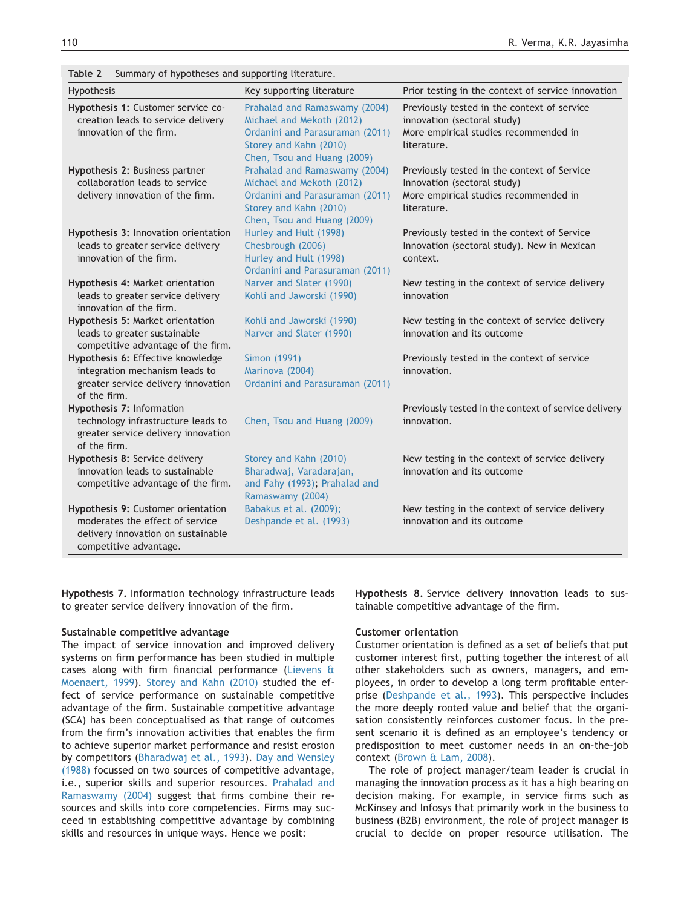**Table 2** Summary of hypotheses and supporting literature.

| Hypothesis | Key supporting literature | Prior testing in the context of service innovation |
|---|---|---|
| **Hypothesis 1:** Customer service co-creation leads to service delivery innovation of the firm. | Prahalad and Ramaswamy (2004) Michael and Mekoth (2012) Ordanini and Parasuraman (2011) Storey and Kahn (2010) Chen, Tsou and Huang (2009) | Previously tested in the context of service innovation (sectoral study) More empirical studies recommended in literature. |
| **Hypothesis 2:** Business partner collaboration leads to service delivery innovation of the firm. | Prahalad and Ramaswamy (2004) Michael and Mekoth (2012) Ordanini and Parasuraman (2011) Storey and Kahn (2010) Chen, Tsou and Huang (2009) | Previously tested in the context of Service Innovation (sectoral study) More empirical studies recommended in literature. |
| **Hypothesis 3:** Innovation orientation leads to greater service delivery innovation of the firm. | Hurley and Hult (1998) Chesbrough (2006) Hurley and Hult (1998) Ordanini and Parasuraman (2011) | Previously tested in the context of Service Innovation (sectoral study). New in Mexican context. |
| **Hypothesis 4:** Market orientation leads to greater service delivery innovation of the firm. | Narver and Slater (1990) Kohli and Jaworski (1990) | New testing in the context of service delivery innovation |
| **Hypothesis 5:** Market orientation leads to greater sustainable competitive advantage of the firm. | Kohli and Jaworski (1990) Narver and Slater (1990) | New testing in the context of service delivery innovation and its outcome |
| **Hypothesis 6:** Effective knowledge integration mechanism leads to greater service delivery innovation of the firm. | Simon (1991) Marinova (2004) Ordanini and Parasuraman (2011) | Previously tested in the context of service innovation. |
| **Hypothesis 7:** Information technology infrastructure leads to greater service delivery innovation of the firm. | Chen, Tsou and Huang (2009) | Previously tested in the context of service delivery innovation. |
| **Hypothesis 8:** Service delivery innovation leads to sustainable competitive advantage of the firm. | Storey and Kahn (2010) Bharadwaj, Varadarajan, and Fahy (1993); Prahalad and Ramaswamy (2004) | New testing in the context of service delivery innovation and its outcome |
| **Hypothesis 9:** Customer orientation moderates the effect of service delivery innovation on sustainable competitive advantage. | Babakus et al. (2009); Deshpande et al. (1993) | New testing in the context of service delivery innovation and its outcome |

**Hypothesis 7.** Information technology infrastructure leads to greater service delivery innovation of the firm.

### Sustainable competitive advantage

The impact of service innovation and improved delivery systems on firm performance has been studied in multiple cases along with firm financial performance (Lievens & Moenaert, 1999). Storey and Kahn (2010) studied the effect of service performance on sustainable competitive advantage of the firm. Sustainable competitive advantage (SCA) has been conceptualised as that range of outcomes from the firm's innovation activities that enables the firm to achieve superior market performance and resist erosion by competitors (Bharadwaj et al., 1993). Day and Wensley (1988) focussed on two sources of competitive advantage, i.e., superior skills and superior resources. Prahalad and Ramaswamy (2004) suggest that firms combine their resources and skills into core competencies. Firms may succeed in establishing competitive advantage by combining skills and resources in unique ways. Hence we posit:

**Hypothesis 8.** Service delivery innovation leads to sustainable competitive advantage of the firm.

### Customer orientation

Customer orientation is defined as a set of beliefs that put customer interest first, putting together the interest of all other stakeholders such as owners, managers, and employees, in order to develop a long term profitable enterprise (Deshpande et al., 1993). This perspective includes the more deeply rooted value and belief that the organisation consistently reinforces customer focus. In the present scenario it is defined as an employee's tendency or predisposition to meet customer needs in an on-the-job context (Brown & Lam, 2008).

The role of project manager/team leader is crucial in managing the innovation process as it has a high bearing on decision making. For example, in service firms such as McKinsey and Infosys that primarily work in the business to business (B2B) environment, the role of project manager is crucial to decide on proper resource utilisation. The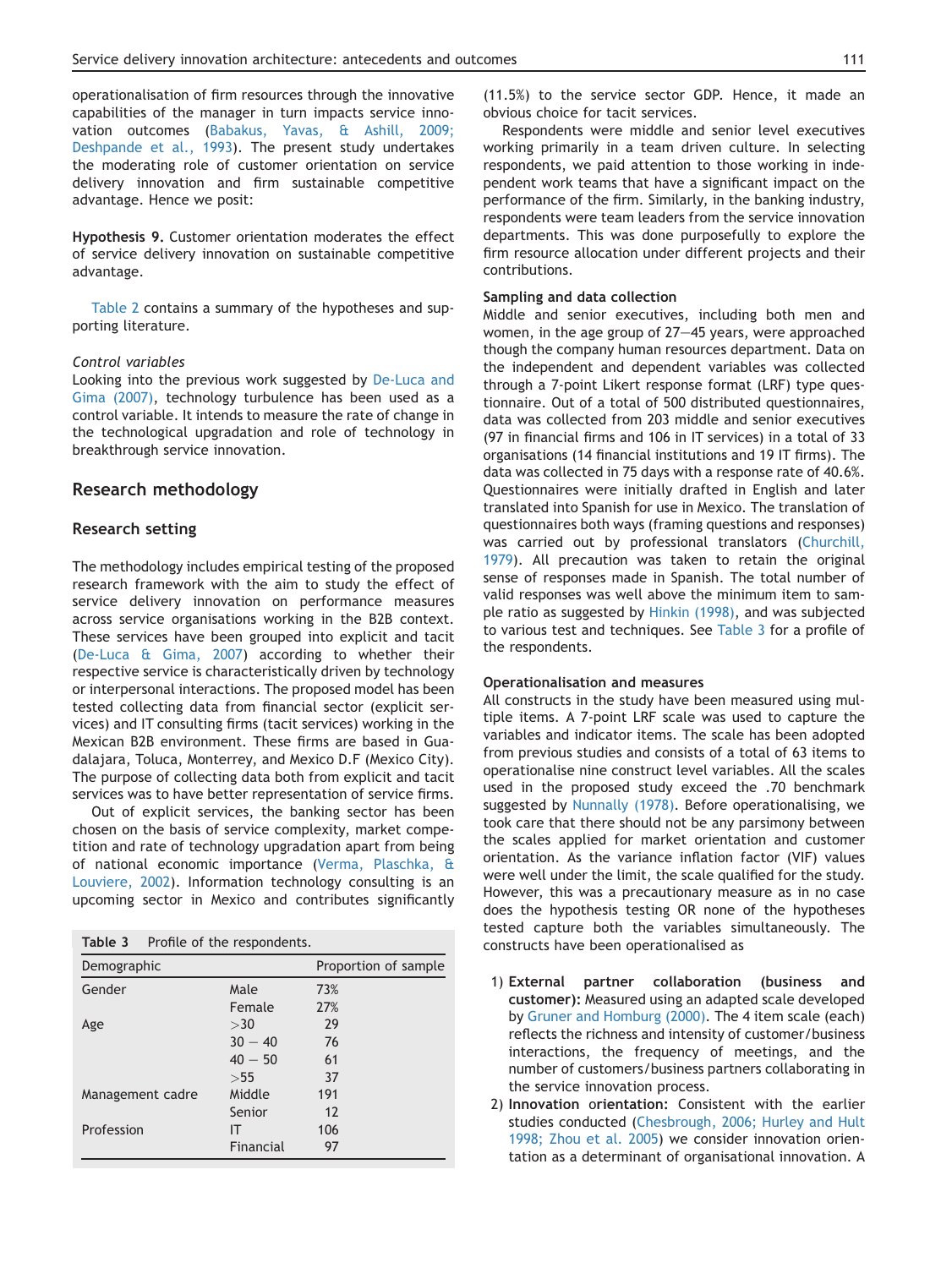operationalisation of firm resources through the innovative capabilities of the manager in turn impacts service innovation outcomes (Babakus, Yavas, & Ashill, 2009; Deshpande et al., 1993). The present study undertakes the moderating role of customer orientation on service delivery innovation and firm sustainable competitive advantage. Hence we posit:

**Hypothesis 9.** Customer orientation moderates the effect of service delivery innovation on sustainable competitive advantage.

Table 2 contains a summary of the hypotheses and supporting literature.

*Control variables*

Looking into the previous work suggested by De-Luca and Gima (2007), technology turbulence has been used as a control variable. It intends to measure the rate of change in the technological upgradation and role of technology in breakthrough service innovation.

## Research methodology

### Research setting

The methodology includes empirical testing of the proposed research framework with the aim to study the effect of service delivery innovation on performance measures across service organisations working in the B2B context. These services have been grouped into explicit and tacit (De-Luca & Gima, 2007) according to whether their respective service is characteristically driven by technology or interpersonal interactions. The proposed model has been tested collecting data from financial sector (explicit services) and IT consulting firms (tacit services) working in the Mexican B2B environment. These firms are based in Guadalajara, Toluca, Monterrey, and Mexico D.F (Mexico City). The purpose of collecting data both from explicit and tacit services was to have better representation of service firms.

Out of explicit services, the banking sector has been chosen on the basis of service complexity, market competition and rate of technology upgradation apart from being of national economic importance (Verma, Plaschka, & Louviere, 2002). Information technology consulting is an upcoming sector in Mexico and contributes significantly (11.5%) to the service sector GDP. Hence, it made an obvious choice for tacit services.

Respondents were middle and senior level executives working primarily in a team driven culture. In selecting respondents, we paid attention to those working in independent work teams that have a significant impact on the performance of the firm. Similarly, in the banking industry, respondents were team leaders from the service innovation departments. This was done purposefully to explore the firm resource allocation under different projects and their contributions.

**Table 3** Profile of the respondents.

| Demographic | | Proportion of sample |
|---|---|---|
| Gender | Male | 73% |
| | Female | 27% |
| Age | >30 | 29 |
| | 30 − 40 | 76 |
| | 40 − 50 | 61 |
| | >55 | 37 |
| Management cadre | Middle | 191 |
| | Senior | 12 |
| Profession | IT | 106 |
| | Financial | 97 |

#### Sampling and data collection

Middle and senior executives, including both men and women, in the age group of 27—45 years, were approached though the company human resources department. Data on the independent and dependent variables was collected through a 7-point Likert response format (LRF) type questionnaire. Out of a total of 500 distributed questionnaires, data was collected from 203 middle and senior executives (97 in financial firms and 106 in IT services) in a total of 33 organisations (14 financial institutions and 19 IT firms). The data was collected in 75 days with a response rate of 40.6%. Questionnaires were initially drafted in English and later translated into Spanish for use in Mexico. The translation of questionnaires both ways (framing questions and responses) was carried out by professional translators (Churchill, 1979). All precaution was taken to retain the original sense of responses made in Spanish. The total number of valid responses was well above the minimum item to sample ratio as suggested by Hinkin (1998), and was subjected to various test and techniques. See Table 3 for a profile of the respondents.

#### Operationalisation and measures

All constructs in the study have been measured using multiple items. A 7-point LRF scale was used to capture the variables and indicator items. The scale has been adopted from previous studies and consists of a total of 63 items to operationalise nine construct level variables. All the scales used in the proposed study exceed the .70 benchmark suggested by Nunnally (1978). Before operationalising, we took care that there should not be any parsimony between the scales applied for market orientation and customer orientation. As the variance inflation factor (VIF) values were well under the limit, the scale qualified for the study. However, this was a precautionary measure as in no case does the hypothesis testing OR none of the hypotheses tested capture both the variables simultaneously. The constructs have been operationalised as

1) **External partner collaboration (business and customer):** Measured using an adapted scale developed by Gruner and Homburg (2000). The 4 item scale (each) reflects the richness and intensity of customer/business interactions, the frequency of meetings, and the number of customers/business partners collaborating in the service innovation process.
2) **Innovation orientation:** Consistent with the earlier studies conducted (Chesbrough, 2006; Hurley and Hult 1998; Zhou et al. 2005) we consider innovation orientation as a determinant of organisational innovation. A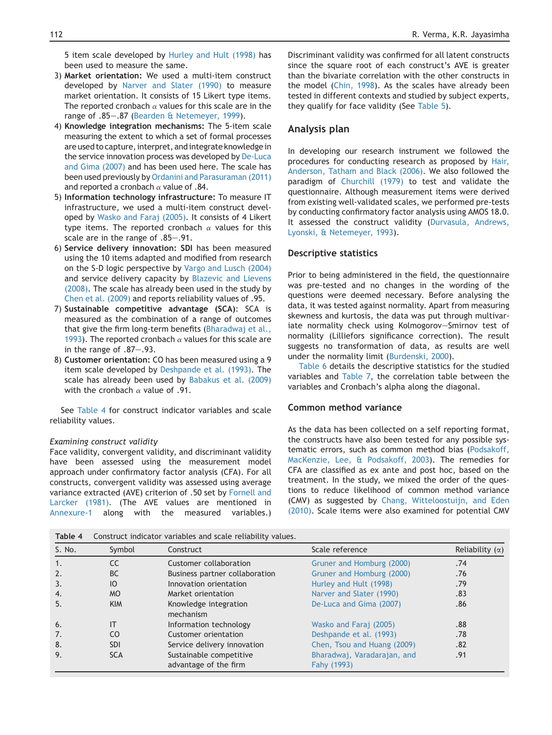5 item scale developed by Hurley and Hult (1998) has been used to measure the same.

3) **Market orientation:** We used a multi-item construct developed by Narver and Slater (1990) to measure market orientation. It consists of 15 Likert type items. The reported cronbach $\alpha$ values for this scale are in the range of .85—.87 (Bearden & Netemeyer, 1999).
4) **Knowledge integration mechanisms:** The 5-item scale measuring the extent to which a set of formal processes are used to capture, interpret, and integrate knowledge in the service innovation process was developed by De-Luca and Gima (2007) and has been used here. The scale has been used previously by Ordanini and Parasuraman (2011) and reported a cronbach $\alpha$ value of .84.
5) **Information technology infrastructure:** To measure IT infrastructure, we used a multi-item construct developed by Wasko and Faraj (2005). It consists of 4 Likert type items. The reported cronbach $\alpha$ values for this scale are in the range of .85—.91.
6) **Service delivery innovation: SDI** has been measured using the 10 items adapted and modified from research on the S-D logic perspective by Vargo and Lusch (2004) and service delivery capacity by Blazevic and Lievens (2008). The scale has already been used in the study by Chen et al. (2009) and reports reliability values of .95.
7) **Sustainable competitive advantage (SCA)**: SCA is measured as the combination of a range of outcomes that give the firm long-term benefits (Bharadwaj et al., 1993). The reported cronbach $\alpha$ values for this scale are in the range of .87—.93.
8) **Customer orientation:** CO has been measured using a 9 item scale developed by Deshpande et al. (1993). The scale has already been used by Babakus et al. (2009) with the cronbach $\alpha$ value of .91.

See Table 4 for construct indicator variables and scale reliability values.

*Examining construct validity*

Face validity, convergent validity, and discriminant validity have been assessed using the measurement model approach under confirmatory factor analysis (CFA). For all constructs, convergent validity was assessed using average variance extracted (AVE) criterion of .50 set by Fornell and Larcker (1981). (The AVE values are mentioned in Annexure-1 along with the measured variables.) Discriminant validity was confirmed for all latent constructs since the square root of each construct's AVE is greater than the bivariate correlation with the other constructs in the model (Chin, 1998). As the scales have already been tested in different contexts and studied by subject experts, they qualify for face validity (See Table 5).

## Analysis plan

In developing our research instrument we followed the procedures for conducting research as proposed by Hair, Anderson, Tatham and Black (2006). We also followed the paradigm of Churchill (1979) to test and validate the questionnaire. Although measurement items were derived from existing well-validated scales, we performed pre-tests by conducting confirmatory factor analysis using AMOS 18.0. It assessed the construct validity (Durvasula, Andrews, Lyonski, & Netemeyer, 1993).

### Descriptive statistics

Prior to being administered in the field, the questionnaire was pre-tested and no changes in the wording of the questions were deemed necessary. Before analysing the data, it was tested against normality. Apart from measuring skewness and kurtosis, the data was put through multivariate normality check using Kolmogorov—Smirnov test of normality (Lilliefors significance correction). The result suggests no transformation of data, as results are well under the normality limit (Burdenski, 2000).

Table 6 details the descriptive statistics for the studied variables and Table 7, the correlation table between the variables and Cronbach's alpha along the diagonal.

### Common method variance

As the data has been collected on a self reporting format, the constructs have also been tested for any possible systematic errors, such as common method bias (Podsakoff, MacKenzie, Lee, & Podsakoff, 2003). The remedies for CFA are classified as ex ante and post hoc, based on the treatment. In the study, we mixed the order of the questions to reduce likelihood of common method variance (CMV) as suggested by Chang, Witteloostuijn, and Eden (2010). Scale items were also examined for potential CMV

**Table 4** Construct indicator variables and scale reliability values.

| S. No. | Symbol | Construct | Scale reference | Reliability ($\alpha$) |
|---|---|---|---|---|
| 1. | CC | Customer collaboration | Gruner and Homburg (2000) | .74 |
| 2. | BC | Business partner collaboration | Gruner and Homburg (2000) | .76 |
| 3. | IO | Innovation orientation | Hurley and Hult (1998) | .79 |
| 4. | MO | Market orientation | Narver and Slater (1990) | .83 |
| 5. | KIM | Knowledge integration mechanism | De-Luca and Gima (2007) | .86 |
| 6. | IT | Information technology | Wasko and Faraj (2005) | .88 |
| 7. | CO | Customer orientation | Deshpande et al. (1993) | .78 |
| 8. | SDI | Service delivery innovation | Chen, Tsou and Huang (2009) | .82 |
| 9. | SCA | Sustainable competitive advantage of the firm | Bharadwaj, Varadarajan, and Fahy (1993) | .91 |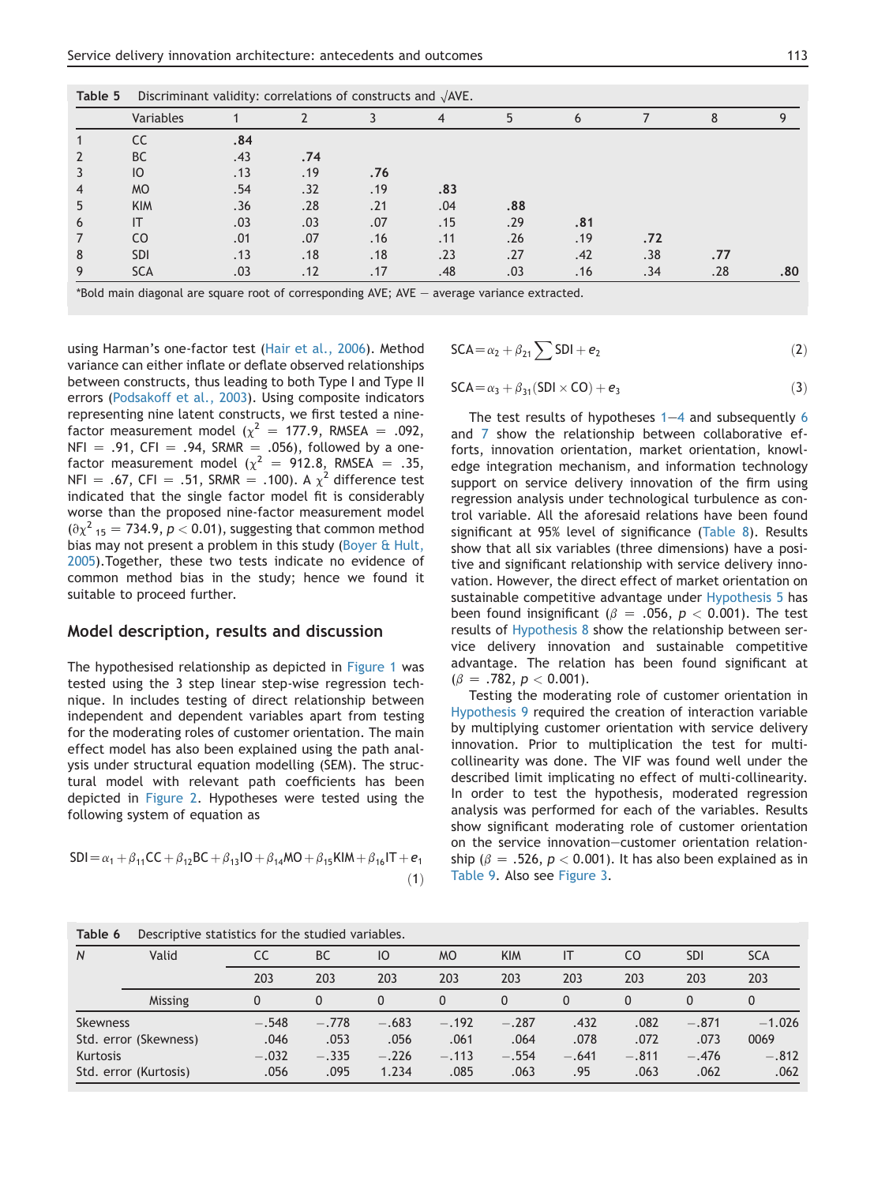Table 5 Discriminant validity: correlations of constructs and √AVE.

| | Variables | 1 | 2 | 3 | 4 | 5 | 6 | 7 | 8 | 9 |
|---|---|---|---|---|---|---|---|---|---|---|
| 1 | CC | **.84** | | | | | | | | |
| 2 | BC | .43 | **.74** | | | | | | | |
| 3 | IO | .13 | .19 | **.76** | | | | | | |
| 4 | MO | .54 | .32 | .19 | **.83** | | | | | |
| 5 | KIM | .36 | .28 | .21 | .04 | **.88** | | | | |
| 6 | IT | .03 | .03 | .07 | .15 | .29 | **.81** | | | |
| 7 | CO | .01 | .07 | .16 | .11 | .26 | .19 | **.72** | | |
| 8 | SDI | .13 | .18 | .18 | .23 | .27 | .42 | .38 | **.77** | |
| 9 | SCA | .03 | .12 | .17 | .48 | .03 | .16 | .34 | .28 | **.80** |

*Bold main diagonal are square root of corresponding AVE; AVE — average variance extracted.

using Harman's one-factor test (Hair et al., 2006). Method variance can either inflate or deflate observed relationships between constructs, thus leading to both Type I and Type II errors (Podsakoff et al., 2003). Using composite indicators representing nine latent constructs, we first tested a nine-factor measurement model ($\chi^2$ = 177.9, RMSEA = .092, NFI = .91, CFI = .94, SRMR = .056), followed by a one-factor measurement model ($\chi^2$ = 912.8, RMSEA = .35, NFI = .67, CFI = .51, SRMR = .100). A $\chi^2$ difference test indicated that the single factor model fit is considerably worse than the proposed nine-factor measurement model ($\partial\chi^2{}_{15}$ = 734.9, $p < 0.01$), suggesting that common method bias may not present a problem in this study (Boyer & Hult, 2005).Together, these two tests indicate no evidence of common method bias in the study; hence we found it suitable to proceed further.

## Model description, results and discussion

The hypothesised relationship as depicted in Figure 1 was tested using the 3 step linear step-wise regression technique. In includes testing of direct relationship between independent and dependent variables apart from testing for the moderating roles of customer orientation. The main effect model has also been explained using the path analysis under structural equation modelling (SEM). The structural model with relevant path coefficients has been depicted in Figure 2. Hypotheses were tested using the following system of equation as

$$\mathrm{SDI} = \alpha_1 + \beta_{11}\mathrm{CC} + \beta_{12}\mathrm{BC} + \beta_{13}\mathrm{IO} + \beta_{14}\mathrm{MO} + \beta_{15}\mathrm{KIM} + \beta_{16}\mathrm{IT} + e_1 \quad (1)$$

$$\mathrm{SCA} = \alpha_2 + \beta_{21}\sum \mathrm{SDI} + e_2 \quad (2)$$

$$\mathrm{SCA} = \alpha_3 + \beta_{31}(\mathrm{SDI} \times \mathrm{CO}) + e_3 \quad (3)$$

The test results of hypotheses 1—4 and subsequently 6 and 7 show the relationship between collaborative efforts, innovation orientation, market orientation, knowledge integration mechanism, and information technology support on service delivery innovation of the firm using regression analysis under technological turbulence as control variable. All the aforesaid relations have been found significant at 95% level of significance (Table 8). Results show that all six variables (three dimensions) have a positive and significant relationship with service delivery innovation. However, the direct effect of market orientation on sustainable competitive advantage under Hypothesis 5 has been found insignificant ($\beta$ = .056, $p < 0.001$). The test results of Hypothesis 8 show the relationship between service delivery innovation and sustainable competitive advantage. The relation has been found significant at ($\beta$ = .782, $p < 0.001$).

Testing the moderating role of customer orientation in Hypothesis 9 required the creation of interaction variable by multiplying customer orientation with service delivery innovation. Prior to multiplication the test for multicollinearity was done. The VIF was found well under the described limit implicating no effect of multi-collinearity. In order to test the hypothesis, moderated regression analysis was performed for each of the variables. Results show significant moderating role of customer orientation on the service innovation—customer orientation relationship ($\beta$ = .526, $p < 0.001$). It has also been explained as in Table 9. Also see Figure 3.

Table 6 Descriptive statistics for the studied variables.

| N | Valid | CC | BC | IO | MO | KIM | IT | CO | SDI | SCA |
|---|---|---|---|---|---|---|---|---|---|---|
| | | 203 | 203 | 203 | 203 | 203 | 203 | 203 | 203 | 203 |
| | Missing | 0 | 0 | 0 | 0 | 0 | 0 | 0 | 0 | 0 |
| Skewness | | −.548 | −.778 | −.683 | −.192 | −.287 | .432 | .082 | −.871 | −1.026 |
| Std. error (Skewness) | | .046 | .053 | .056 | .061 | .064 | .078 | .072 | .073 | 0069 |
| Kurtosis | | −.032 | −.335 | −.226 | −.113 | −.554 | −.641 | −.811 | −.476 | −.812 |
| Std. error (Kurtosis) | | .056 | .095 | 1.234 | .085 | .063 | .95 | .063 | .062 | .062 |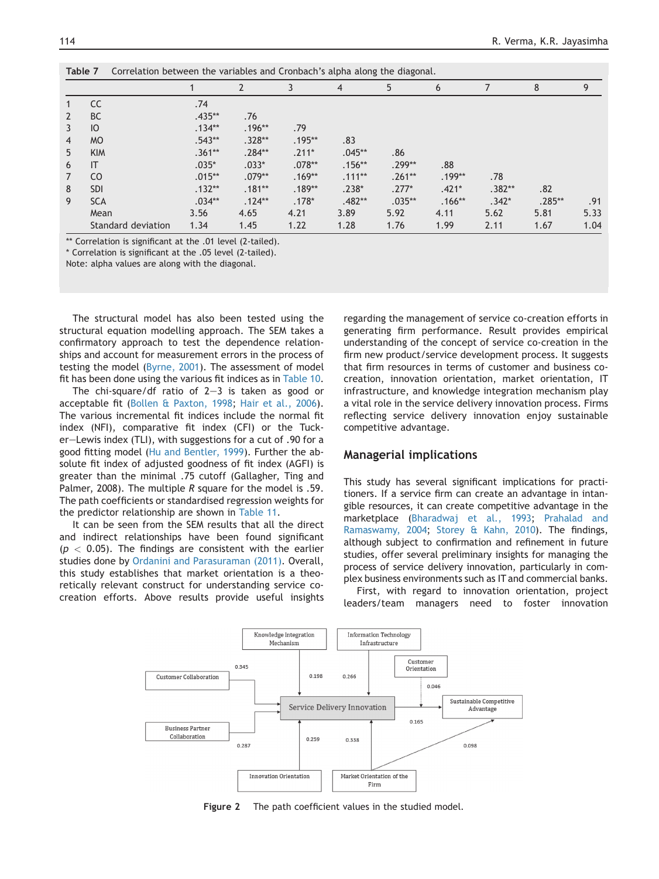**Table 7** Correlation between the variables and Cronbach's alpha along the diagonal.

| | | 1 | 2 | 3 | 4 | 5 | 6 | 7 | 8 | 9 |
|---|---|---|---|---|---|---|---|---|---|---|
| 1 | CC | .74 | | | | | | | | |
| 2 | BC | .435** | .76 | | | | | | | |
| 3 | IO | .134** | .196** | .79 | | | | | | |
| 4 | MO | .543** | .328** | .195** | .83 | | | | | |
| 5 | KIM | .361** | .284** | .211* | .045** | .86 | | | | |
| 6 | IT | .035* | .033* | .078** | .156** | .299** | .88 | | | |
| 7 | CO | .015** | .079** | .169** | .111** | .261** | .199** | .78 | | |
| 8 | SDI | .132** | .181** | .189** | .238* | .277* | .421* | .382** | .82 | |
| 9 | SCA | .034** | .124** | .178* | .482** | .035** | .166** | .342* | .285** | .91 |
| | Mean | 3.56 | 4.65 | 4.21 | 3.89 | 5.92 | 4.11 | 5.62 | 5.81 | 5.33 |
| | Standard deviation | 1.34 | 1.45 | 1.22 | 1.28 | 1.76 | 1.99 | 2.11 | 1.67 | 1.04 |

** Correlation is significant at the .01 level (2-tailed).
* Correlation is significant at the .05 level (2-tailed).
Note: alpha values are along with the diagonal.

The structural model has also been tested using the structural equation modelling approach. The SEM takes a confirmatory approach to test the dependence relationships and account for measurement errors in the process of testing the model (Byrne, 2001). The assessment of model fit has been done using the various fit indices as in Table 10.

The chi-square/df ratio of 2–3 is taken as good or acceptable fit (Bollen & Paxton, 1998; Hair et al., 2006). The various incremental fit indices include the normal fit index (NFI), comparative fit index (CFI) or the Tucker–Lewis index (TLI), with suggestions for a cut of .90 for a good fitting model (Hu and Bentler, 1999). Further the absolute fit index of adjusted goodness of fit index (AGFI) is greater than the minimal .75 cutoff (Gallagher, Ting and Palmer, 2008). The multiple $R$ square for the model is .59. The path coefficients or standardised regression weights for the predictor relationship are shown in Table 11.

It can be seen from the SEM results that all the direct and indirect relationships have been found significant ($p < 0.05$). The findings are consistent with the earlier studies done by Ordanini and Parasuraman (2011). Overall, this study establishes that market orientation is a theoretically relevant construct for understanding service co-creation efforts. Above results provide useful insights regarding the management of service co-creation efforts in generating firm performance. Result provides empirical understanding of the concept of service co-creation in the firm new product/service development process. It suggests that firm resources in terms of customer and business co-creation, innovation orientation, market orientation, IT infrastructure, and knowledge integration mechanism play a vital role in the service delivery innovation process. Firms reflecting service delivery innovation enjoy sustainable competitive advantage.

## Managerial implications

This study has several significant implications for practitioners. If a service firm can create an advantage in intangible resources, it can create competitive advantage in the marketplace (Bharadwaj et al., 1993; Prahalad and Ramaswamy, 2004; Storey & Kahn, 2010). The findings, although subject to confirmation and refinement in future studies, offer several preliminary insights for managing the process of service delivery innovation, particularly in complex business environments such as IT and commercial banks.

First, with regard to innovation orientation, project leaders/team managers need to foster innovation

Knowledge integration Mechanism | Information Technology Infrastructure | Customer Orientation | Customer Collaboration | Service Delivery Innovation | Sustainable Competitive Advantage | Business Partner Collaboration | Innovation Orientation | Market Orientation of the Firm | 0.345 | 0.198 | 0.266 | 0.046 | 0.165 | 0.287 | 0.259 | 0.338 | 0.098

**Figure 2** The path coefficient values in the studied model.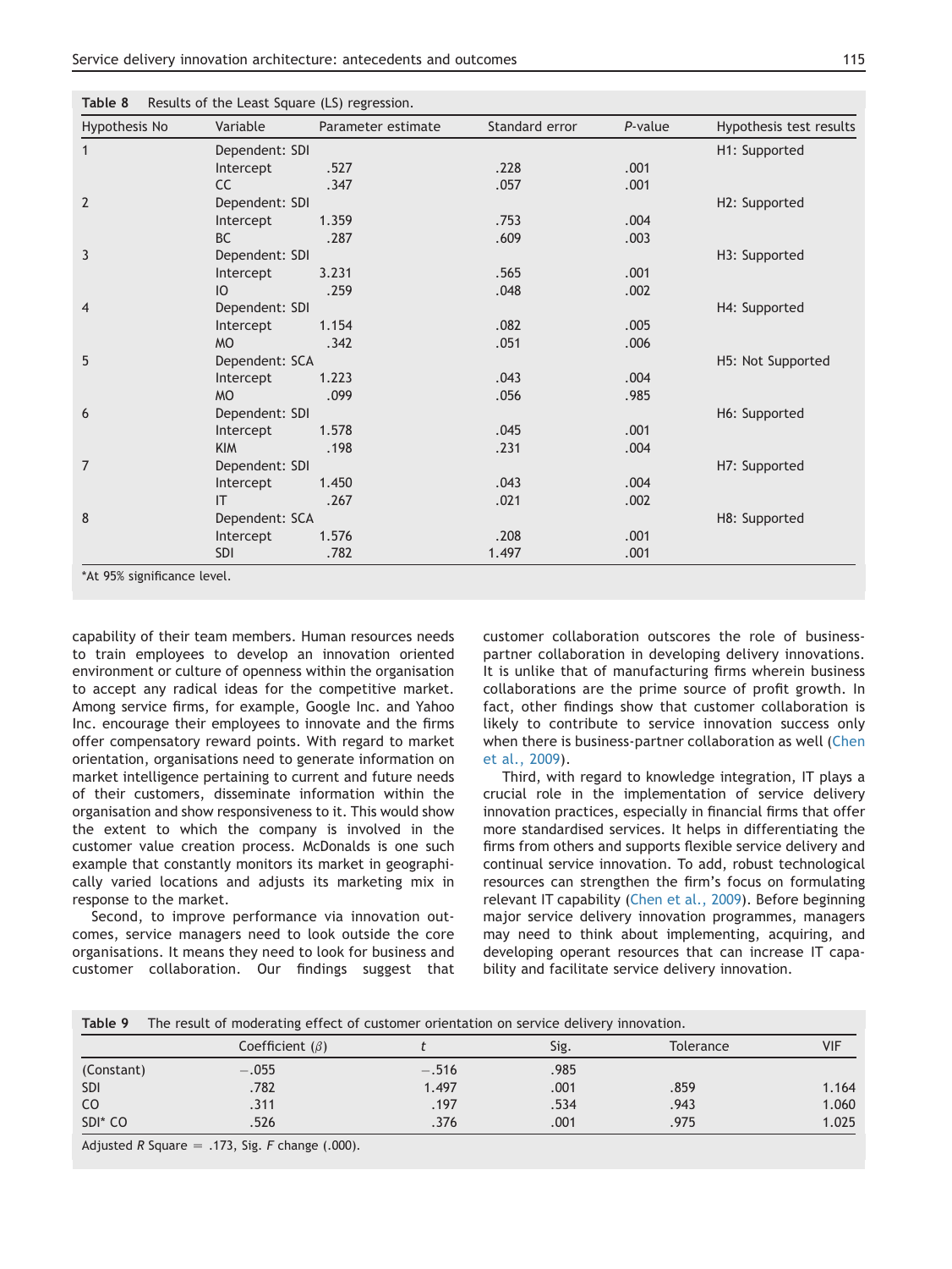**Table 8** Results of the Least Square (LS) regression.

| Hypothesis No | Variable | Parameter estimate | Standard error | *P*-value | Hypothesis test results |
|---|---|---|---|---|---|
| 1 | Dependent: SDI | | | | H1: Supported |
| | Intercept | .527 | .228 | .001 | |
| | CC | .347 | .057 | .001 | |
| 2 | Dependent: SDI | | | | H2: Supported |
| | Intercept | 1.359 | .753 | .004 | |
| | BC | .287 | .609 | .003 | |
| 3 | Dependent: SDI | | | | H3: Supported |
| | Intercept | 3.231 | .565 | .001 | |
| | IO | .259 | .048 | .002 | |
| 4 | Dependent: SDI | | | | H4: Supported |
| | Intercept | 1.154 | .082 | .005 | |
| | MO | .342 | .051 | .006 | |
| 5 | Dependent: SCA | | | | H5: Not Supported |
| | Intercept | 1.223 | .043 | .004 | |
| | MO | .099 | .056 | .985 | |
| 6 | Dependent: SDI | | | | H6: Supported |
| | Intercept | 1.578 | .045 | .001 | |
| | KIM | .198 | .231 | .004 | |
| 7 | Dependent: SDI | | | | H7: Supported |
| | Intercept | 1.450 | .043 | .004 | |
| | IT | .267 | .021 | .002 | |
| 8 | Dependent: SCA | | | | H8: Supported |
| | Intercept | 1.576 | .208 | .001 | |
| | SDI | .782 | 1.497 | .001 | |

*At 95% significance level.

capability of their team members. Human resources needs to train employees to develop an innovation oriented environment or culture of openness within the organisation to accept any radical ideas for the competitive market. Among service firms, for example, Google Inc. and Yahoo Inc. encourage their employees to innovate and the firms offer compensatory reward points. With regard to market orientation, organisations need to generate information on market intelligence pertaining to current and future needs of their customers, disseminate information within the organisation and show responsiveness to it. This would show the extent to which the company is involved in the customer value creation process. McDonalds is one such example that constantly monitors its market in geographically varied locations and adjusts its marketing mix in response to the market.

Second, to improve performance via innovation outcomes, service managers need to look outside the core organisations. It means they need to look for business and customer collaboration. Our findings suggest that customer collaboration outscores the role of business-partner collaboration in developing delivery innovations. It is unlike that of manufacturing firms wherein business collaborations are the prime source of profit growth. In fact, other findings show that customer collaboration is likely to contribute to service innovation success only when there is business-partner collaboration as well (Chen et al., 2009).

Third, with regard to knowledge integration, IT plays a crucial role in the implementation of service delivery innovation practices, especially in financial firms that offer more standardised services. It helps in differentiating the firms from others and supports flexible service delivery and continual service innovation. To add, robust technological resources can strengthen the firm's focus on formulating relevant IT capability (Chen et al., 2009). Before beginning major service delivery innovation programmes, managers may need to think about implementing, acquiring, and developing operant resources that can increase IT capability and facilitate service delivery innovation.

**Table 9** The result of moderating effect of customer orientation on service delivery innovation.

| | Coefficient ($\beta$) | *t* | Sig. | Tolerance | VIF |
|---|---|---|---|---|---|
| (Constant) | −.055 | −.516 | .985 | | |
| SDI | .782 | 1.497 | .001 | .859 | 1.164 |
| CO | .311 | .197 | .534 | .943 | 1.060 |
| SDI* CO | .526 | .376 | .001 | .975 | 1.025 |

Adjusted $R$ Square = .173, Sig. $F$ change (.000).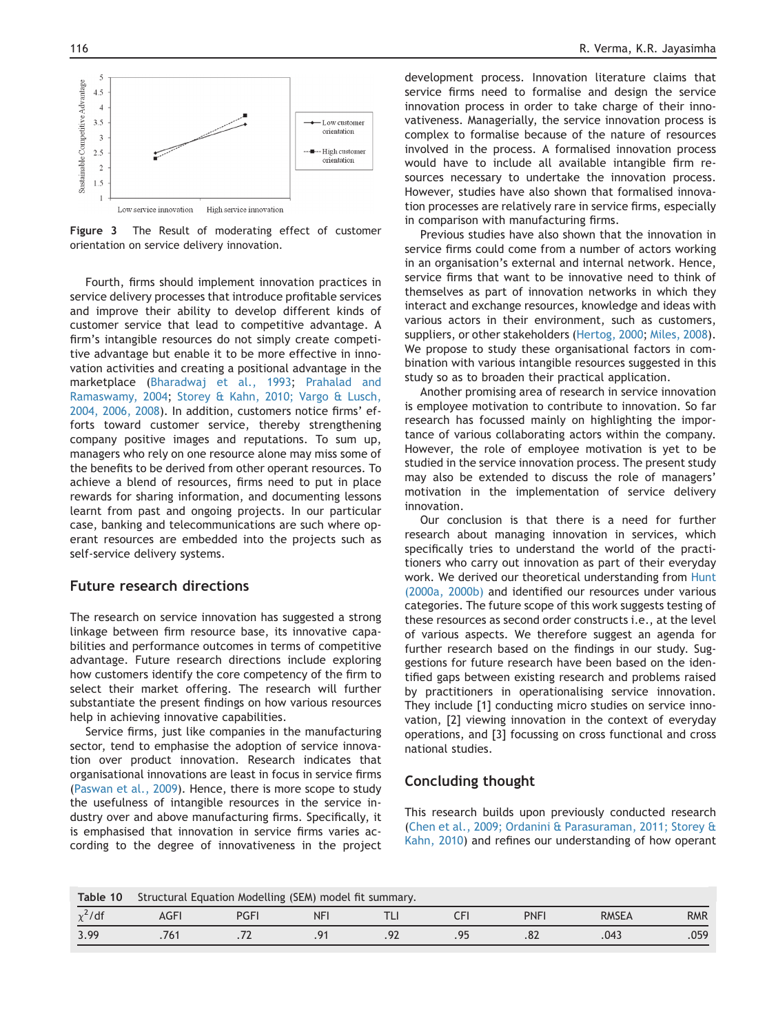Figure 3 The Result of moderating effect of customer orientation on service delivery innovation.

Fourth, firms should implement innovation practices in service delivery processes that introduce profitable services and improve their ability to develop different kinds of customer service that lead to competitive advantage. A firm's intangible resources do not simply create competitive advantage but enable it to be more effective in innovation activities and creating a positional advantage in the marketplace (Bharadwaj et al., 1993; Prahalad and Ramaswamy, 2004; Storey & Kahn, 2010; Vargo & Lusch, 2004, 2006, 2008). In addition, customers notice firms' efforts toward customer service, thereby strengthening company positive images and reputations. To sum up, managers who rely on one resource alone may miss some of the benefits to be derived from other operant resources. To achieve a blend of resources, firms need to put in place rewards for sharing information, and documenting lessons learnt from past and ongoing projects. In our particular case, banking and telecommunications are such where operant resources are embedded into the projects such as self-service delivery systems.

## Future research directions

The research on service innovation has suggested a strong linkage between firm resource base, its innovative capabilities and performance outcomes in terms of competitive advantage. Future research directions include exploring how customers identify the core competency of the firm to select their market offering. The research will further substantiate the present findings on how various resources help in achieving innovative capabilities.

Service firms, just like companies in the manufacturing sector, tend to emphasise the adoption of service innovation over product innovation. Research indicates that organisational innovations are least in focus in service firms (Paswan et al., 2009). Hence, there is more scope to study the usefulness of intangible resources in the service industry over and above manufacturing firms. Specifically, it is emphasised that innovation in service firms varies according to the degree of innovativeness in the project development process. Innovation literature claims that service firms need to formalise and design the service innovation process in order to take charge of their innovativeness. Managerially, the service innovation process is complex to formalise because of the nature of resources involved in the process. A formalised innovation process would have to include all available intangible firm resources necessary to undertake the innovation process. However, studies have also shown that formalised innovation processes are relatively rare in service firms, especially in comparison with manufacturing firms.

Previous studies have also shown that the innovation in service firms could come from a number of actors working in an organisation's external and internal network. Hence, service firms that want to be innovative need to think of themselves as part of innovation networks in which they interact and exchange resources, knowledge and ideas with various actors in their environment, such as customers, suppliers, or other stakeholders (Hertog, 2000; Miles, 2008). We propose to study these organisational factors in combination with various intangible resources suggested in this study so as to broaden their practical application.

Another promising area of research in service innovation is employee motivation to contribute to innovation. So far research has focussed mainly on highlighting the importance of various collaborating actors within the company. However, the role of employee motivation is yet to be studied in the service innovation process. The present study may also be extended to discuss the role of managers' motivation in the implementation of service delivery innovation.

Our conclusion is that there is a need for further research about managing innovation in services, which specifically tries to understand the world of the practitioners who carry out innovation as part of their everyday work. We derived our theoretical understanding from Hunt (2000a, 2000b) and identified our resources under various categories. The future scope of this work suggests testing of these resources as second order constructs i.e., at the level of various aspects. We therefore suggest an agenda for further research based on the findings in our study. Suggestions for future research have been based on the identified gaps between existing research and problems raised by practitioners in operationalising service innovation. They include [1] conducting micro studies on service innovation, [2] viewing innovation in the context of everyday operations, and [3] focussing on cross functional and cross national studies.

## Concluding thought

This research builds upon previously conducted research (Chen et al., 2009; Ordanini & Parasuraman, 2011; Storey & Kahn, 2010) and refines our understanding of how operant

**Table 10** Structural Equation Modelling (SEM) model fit summary.

| $\chi^2$/df | AGFI | PGFI | NFI | TLI | CFI | PNFI | RMSEA | RMR |
|---|---|---|---|---|---|---|---|---|
| 3.99 | .761 | .72 | .91 | .92 | .95 | .82 | .043 | .059 |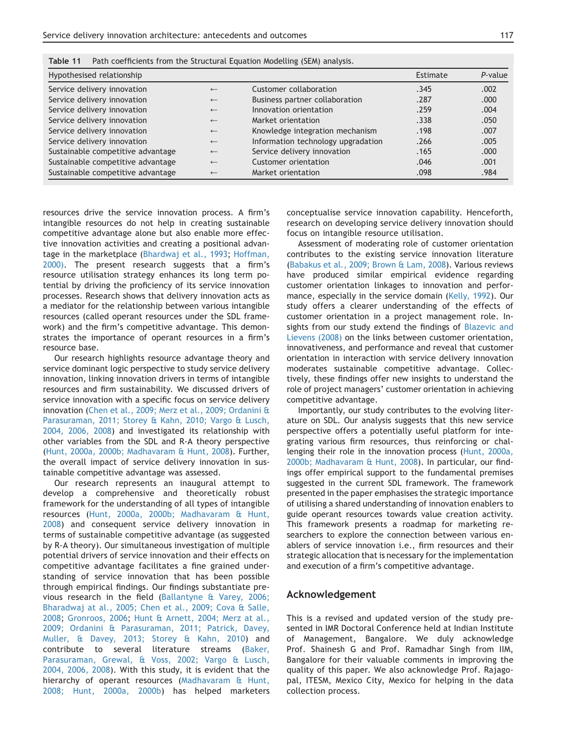**Table 11** Path coefficients from the Structural Equation Modelling (SEM) analysis.

| Hypothesised relationship | | | Estimate | *P*-value |
|---|---|---|---|---|
| Service delivery innovation | ← | Customer collaboration | .345 | .002 |
| Service delivery innovation | ← | Business partner collaboration | .287 | .000 |
| Service delivery innovation | ← | Innovation orientation | .259 | .004 |
| Service delivery innovation | ← | Market orientation | .338 | .050 |
| Service delivery innovation | ← | Knowledge integration mechanism | .198 | .007 |
| Service delivery innovation | ← | Information technology upgradation | .266 | .005 |
| Sustainable competitive advantage | ← | Service delivery innovation | .165 | .000 |
| Sustainable competitive advantage | ← | Customer orientation | .046 | .001 |
| Sustainable competitive advantage | ← | Market orientation | .098 | .984 |

resources drive the service innovation process. A firm's intangible resources do not help in creating sustainable competitive advantage alone but also enable more effective innovation activities and creating a positional advantage in the marketplace (Bhardwaj et al., 1993; Hoffman, 2000). The present research suggests that a firm's resource utilisation strategy enhances its long term potential by driving the proficiency of its service innovation processes. Research shows that delivery innovation acts as a mediator for the relationship between various intangible resources (called operant resources under the SDL framework) and the firm's competitive advantage. This demonstrates the importance of operant resources in a firm's resource base.

Our research highlights resource advantage theory and service dominant logic perspective to study service delivery innovation, linking innovation drivers in terms of intangible resources and firm sustainability. We discussed drivers of service innovation with a specific focus on service delivery innovation (Chen et al., 2009; Merz et al., 2009; Ordanini & Parasuraman, 2011; Storey & Kahn, 2010; Vargo & Lusch, 2004, 2006, 2008) and investigated its relationship with other variables from the SDL and R-A theory perspective (Hunt, 2000a, 2000b; Madhavaram & Hunt, 2008). Further, the overall impact of service delivery innovation in sustainable competitive advantage was assessed.

Our research represents an inaugural attempt to develop a comprehensive and theoretically robust framework for the understanding of all types of intangible resources (Hunt, 2000a, 2000b; Madhavaram & Hunt, 2008) and consequent service delivery innovation in terms of sustainable competitive advantage (as suggested by R-A theory). Our simultaneous investigation of multiple potential drivers of service innovation and their effects on competitive advantage facilitates a fine grained understanding of service innovation that has been possible through empirical findings. Our findings substantiate previous research in the field (Ballantyne & Varey, 2006; Bharadwaj at al., 2005; Chen et al., 2009; Cova & Salle, 2008; Gronroos, 2006; Hunt & Arnett, 2004; Merz at al., 2009; Ordanini & Parasuraman, 2011; Patrick, Davey, Muller, & Davey, 2013; Storey & Kahn, 2010) and contribute to several literature streams (Baker, Parasuraman, Grewal, & Voss, 2002; Vargo & Lusch, 2004, 2006, 2008). With this study, it is evident that the hierarchy of operant resources (Madhavaram & Hunt, 2008; Hunt, 2000a, 2000b) has helped marketers conceptualise service innovation capability. Henceforth, research on developing service delivery innovation should focus on intangible resource utilisation.

Assessment of moderating role of customer orientation contributes to the existing service innovation literature (Babakus et al., 2009; Brown & Lam, 2008). Various reviews have produced similar empirical evidence regarding customer orientation linkages to innovation and performance, especially in the service domain (Kelly, 1992). Our study offers a clearer understanding of the effects of customer orientation in a project management role. Insights from our study extend the findings of Blazevic and Lievens (2008) on the links between customer orientation, innovativeness, and performance and reveal that customer orientation in interaction with service delivery innovation moderates sustainable competitive advantage. Collectively, these findings offer new insights to understand the role of project managers' customer orientation in achieving competitive advantage.

Importantly, our study contributes to the evolving literature on SDL. Our analysis suggests that this new service perspective offers a potentially useful platform for integrating various firm resources, thus reinforcing or challenging their role in the innovation process (Hunt, 2000a, 2000b; Madhavaram & Hunt, 2008). In particular, our findings offer empirical support to the fundamental premises suggested in the current SDL framework. The framework presented in the paper emphasises the strategic importance of utilising a shared understanding of innovation enablers to guide operant resources towards value creation activity. This framework presents a roadmap for marketing researchers to explore the connection between various enablers of service innovation i.e., firm resources and their strategic allocation that is necessary for the implementation and execution of a firm's competitive advantage.

## Acknowledgement

This is a revised and updated version of the study presented in IMR Doctoral Conference held at Indian Institute of Management, Bangalore. We duly acknowledge Prof. Shainesh G and Prof. Ramadhar Singh from IIM, Bangalore for their valuable comments in improving the quality of this paper. We also acknowledge Prof. Rajagopal, ITESM, Mexico City, Mexico for helping in the data collection process.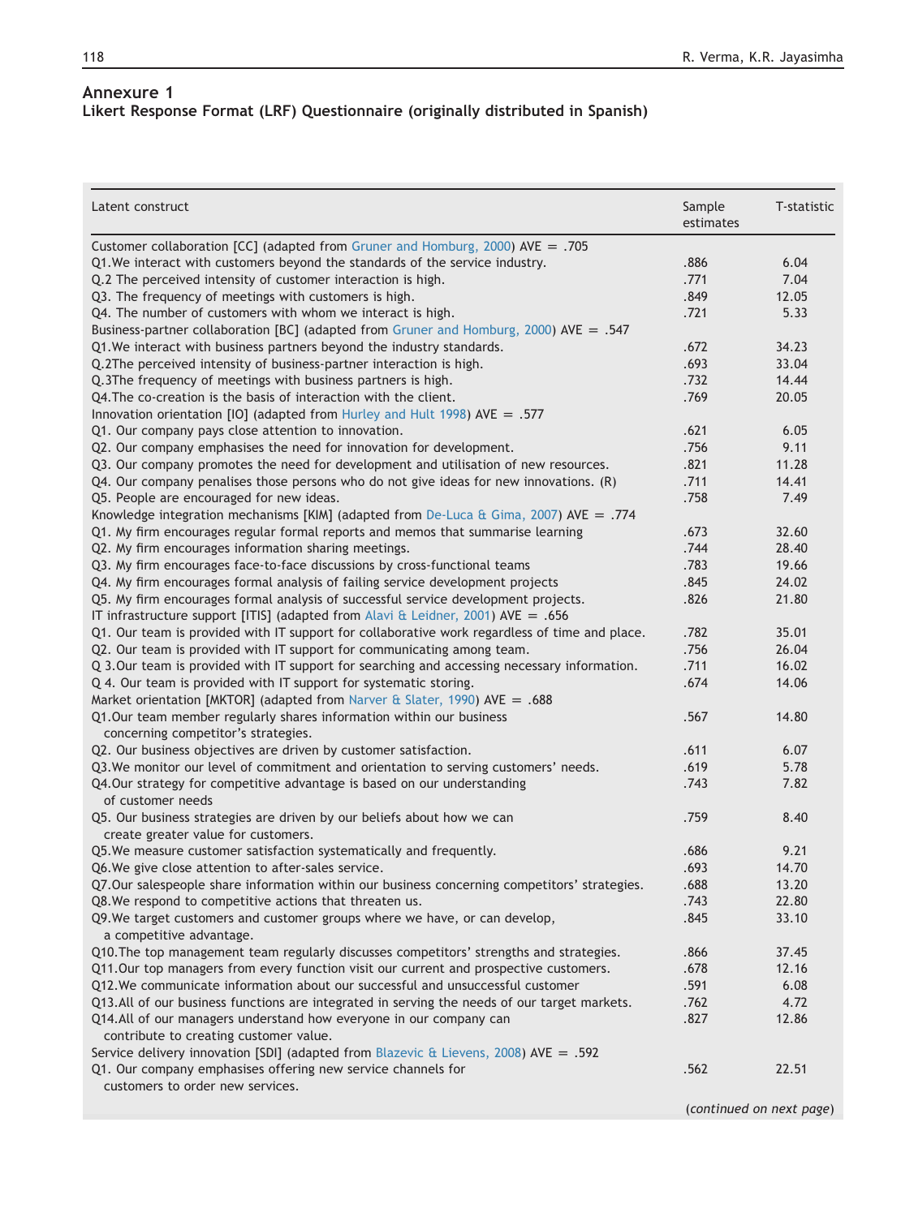## Annexure 1

**Likert Response Format (LRF) Questionnaire (originally distributed in Spanish)**

| Latent construct | Sample estimates | T-statistic |
|---|---|---|
| Customer collaboration [CC] (adapted from Gruner and Homburg, 2000) AVE = .705 | | |
| Q1.We interact with customers beyond the standards of the service industry. | .886 | 6.04 |
| Q.2 The perceived intensity of customer interaction is high. | .771 | 7.04 |
| Q3. The frequency of meetings with customers is high. | .849 | 12.05 |
| Q4. The number of customers with whom we interact is high. | .721 | 5.33 |
| Business-partner collaboration [BC] (adapted from Gruner and Homburg, 2000) AVE = .547 | | |
| Q1.We interact with business partners beyond the industry standards. | .672 | 34.23 |
| Q.2The perceived intensity of business-partner interaction is high. | .693 | 33.04 |
| Q.3The frequency of meetings with business partners is high. | .732 | 14.44 |
| Q4.The co-creation is the basis of interaction with the client. | .769 | 20.05 |
| Innovation orientation [IO] (adapted from Hurley and Hult 1998) AVE = .577 | | |
| Q1. Our company pays close attention to innovation. | .621 | 6.05 |
| Q2. Our company emphasises the need for innovation for development. | .756 | 9.11 |
| Q3. Our company promotes the need for development and utilisation of new resources. | .821 | 11.28 |
| Q4. Our company penalises those persons who do not give ideas for new innovations. (R) | .711 | 14.41 |
| Q5. People are encouraged for new ideas. | .758 | 7.49 |
| Knowledge integration mechanisms [KIM] (adapted from De-Luca & Gima, 2007) AVE = .774 | | |
| Q1. My firm encourages regular formal reports and memos that summarise learning | .673 | 32.60 |
| Q2. My firm encourages information sharing meetings. | .744 | 28.40 |
| Q3. My firm encourages face-to-face discussions by cross-functional teams | .783 | 19.66 |
| Q4. My firm encourages formal analysis of failing service development projects | .845 | 24.02 |
| Q5. My firm encourages formal analysis of successful service development projects. | .826 | 21.80 |
| IT infrastructure support [ITIS] (adapted from Alavi & Leidner, 2001) AVE = .656 | | |
| Q1. Our team is provided with IT support for collaborative work regardless of time and place. | .782 | 35.01 |
| Q2. Our team is provided with IT support for communicating among team. | .756 | 26.04 |
| Q 3.Our team is provided with IT support for searching and accessing necessary information. | .711 | 16.02 |
| Q 4. Our team is provided with IT support for systematic storing. | .674 | 14.06 |
| Market orientation [MKTOR] (adapted from Narver & Slater, 1990) AVE = .688 | | |
| Q1.Our team member regularly shares information within our business concerning competitor's strategies. | .567 | 14.80 |
| Q2. Our business objectives are driven by customer satisfaction. | .611 | 6.07 |
| Q3.We monitor our level of commitment and orientation to serving customers' needs. | .619 | 5.78 |
| Q4.Our strategy for competitive advantage is based on our understanding of customer needs | .743 | 7.82 |
| Q5. Our business strategies are driven by our beliefs about how we can create greater value for customers. | .759 | 8.40 |
| Q5.We measure customer satisfaction systematically and frequently. | .686 | 9.21 |
| Q6.We give close attention to after-sales service. | .693 | 14.70 |
| Q7.Our salespeople share information within our business concerning competitors' strategies. | .688 | 13.20 |
| Q8.We respond to competitive actions that threaten us. | .743 | 22.80 |
| Q9.We target customers and customer groups where we have, or can develop, a competitive advantage. | .845 | 33.10 |
| Q10.The top management team regularly discusses competitors' strengths and strategies. | .866 | 37.45 |
| Q11.Our top managers from every function visit our current and prospective customers. | .678 | 12.16 |
| Q12.We communicate information about our successful and unsuccessful customer | .591 | 6.08 |
| Q13.All of our business functions are integrated in serving the needs of our target markets. | .762 | 4.72 |
| Q14.All of our managers understand how everyone in our company can contribute to creating customer value. | .827 | 12.86 |
| Service delivery innovation [SDI] (adapted from Blazevic & Lievens, 2008) AVE = .592 | | |
| Q1. Our company emphasises offering new service channels for customers to order new services. | .562 | 22.51 |

(*continued on next page*)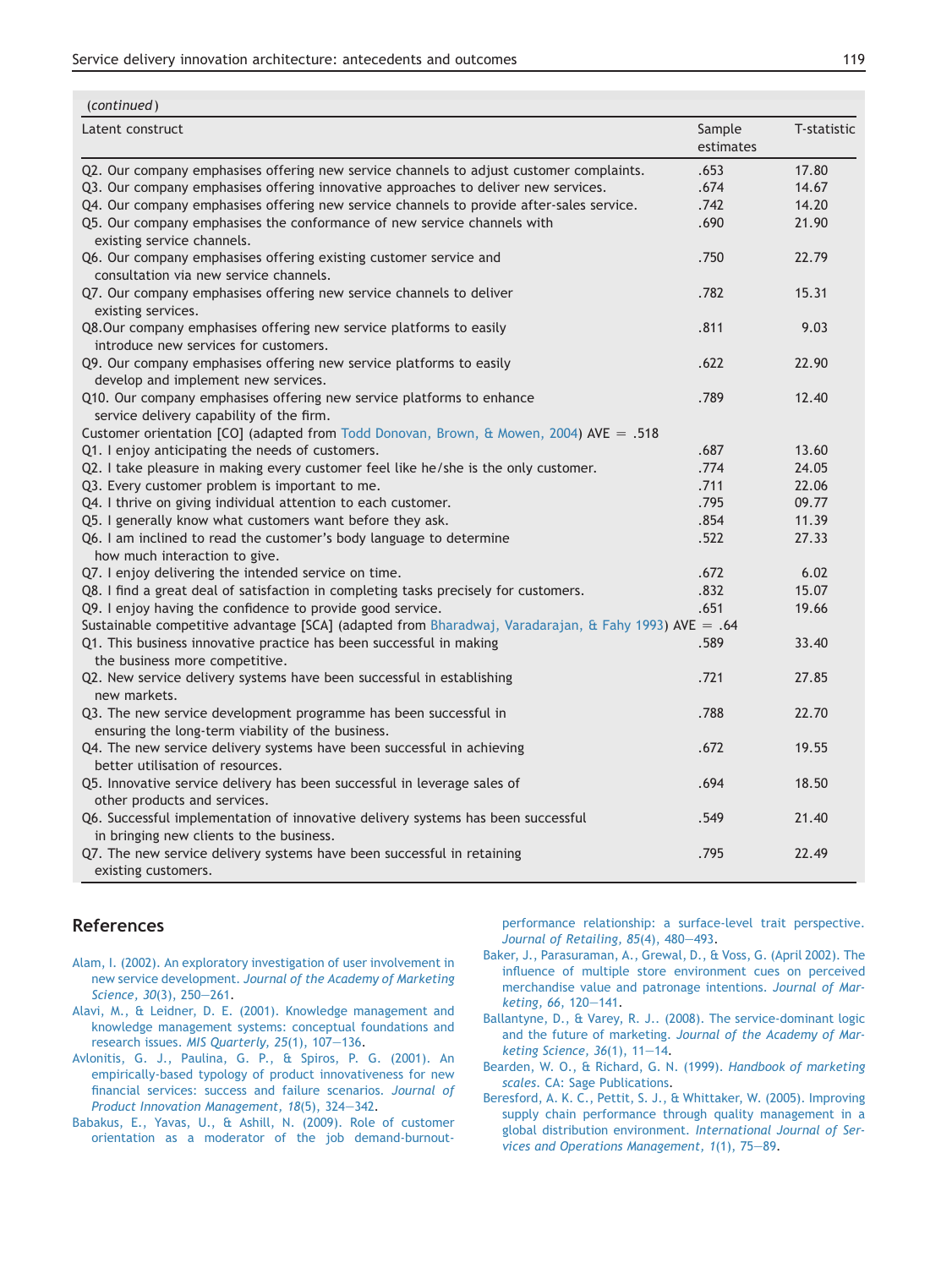*(continued)*

| Latent construct | Sample estimates | T-statistic |
|---|---|---|
| Q2. Our company emphasises offering new service channels to adjust customer complaints. | .653 | 17.80 |
| Q3. Our company emphasises offering innovative approaches to deliver new services. | .674 | 14.67 |
| Q4. Our company emphasises offering new service channels to provide after-sales service. | .742 | 14.20 |
| Q5. Our company emphasises the conformance of new service channels with existing service channels. | .690 | 21.90 |
| Q6. Our company emphasises offering existing customer service and consultation via new service channels. | .750 | 22.79 |
| Q7. Our company emphasises offering new service channels to deliver existing services. | .782 | 15.31 |
| Q8.Our company emphasises offering new service platforms to easily introduce new services for customers. | .811 | 9.03 |
| Q9. Our company emphasises offering new service platforms to easily develop and implement new services. | .622 | 22.90 |
| Q10. Our company emphasises offering new service platforms to enhance service delivery capability of the firm. | .789 | 12.40 |
| Customer orientation [CO] (adapted from Todd Donovan, Brown, & Mowen, 2004) AVE = .518 | | |
| Q1. I enjoy anticipating the needs of customers. | .687 | 13.60 |
| Q2. I take pleasure in making every customer feel like he/she is the only customer. | .774 | 24.05 |
| Q3. Every customer problem is important to me. | .711 | 22.06 |
| Q4. I thrive on giving individual attention to each customer. | .795 | 09.77 |
| Q5. I generally know what customers want before they ask. | .854 | 11.39 |
| Q6. I am inclined to read the customer's body language to determine how much interaction to give. | .522 | 27.33 |
| Q7. I enjoy delivering the intended service on time. | .672 | 6.02 |
| Q8. I find a great deal of satisfaction in completing tasks precisely for customers. | .832 | 15.07 |
| Q9. I enjoy having the confidence to provide good service. | .651 | 19.66 |
| Sustainable competitive advantage [SCA] (adapted from Bharadwaj, Varadarajan, & Fahy 1993) AVE = .64 | | |
| Q1. This business innovative practice has been successful in making the business more competitive. | .589 | 33.40 |
| Q2. New service delivery systems have been successful in establishing new markets. | .721 | 27.85 |
| Q3. The new service development programme has been successful in ensuring the long-term viability of the business. | .788 | 22.70 |
| Q4. The new service delivery systems have been successful in achieving better utilisation of resources. | .672 | 19.55 |
| Q5. Innovative service delivery has been successful in leverage sales of other products and services. | .694 | 18.50 |
| Q6. Successful implementation of innovative delivery systems has been successful in bringing new clients to the business. | .549 | 21.40 |
| Q7. The new service delivery systems have been successful in retaining existing customers. | .795 | 22.49 |

## References

Alam, I. (2002). An exploratory investigation of user involvement in new service development. *Journal of the Academy of Marketing Science*, *30*(3), 250–261.

Alavi, M., & Leidner, D. E. (2001). Knowledge management and knowledge management systems: conceptual foundations and research issues. *MIS Quarterly*, *25*(1), 107–136.

Avlonitis, G. J., Paulina, G. P., & Spiros, P. G. (2001). An empirically-based typology of product innovativeness for new financial services: success and failure scenarios. *Journal of Product Innovation Management*, *18*(5), 324–342.

Babakus, E., Yavas, U., & Ashill, N. (2009). Role of customer orientation as a moderator of the job demand-burnout-performance relationship: a surface-level trait perspective. *Journal of Retailing*, *85*(4), 480–493.

Baker, J., Parasuraman, A., Grewal, D., & Voss, G. (April 2002). The influence of multiple store environment cues on perceived merchandise value and patronage intentions. *Journal of Marketing*, *66*, 120–141.

Ballantyne, D., & Varey, R. J.. (2008). The service-dominant logic and the future of marketing. *Journal of the Academy of Marketing Science*, *36*(1), 11–14.

Bearden, W. O., & Richard, G. N. (1999). *Handbook of marketing scales*. CA: Sage Publications.

Beresford, A. K. C., Pettit, S. J., & Whittaker, W. (2005). Improving supply chain performance through quality management in a global distribution environment. *International Journal of Services and Operations Management*, *1*(1), 75–89.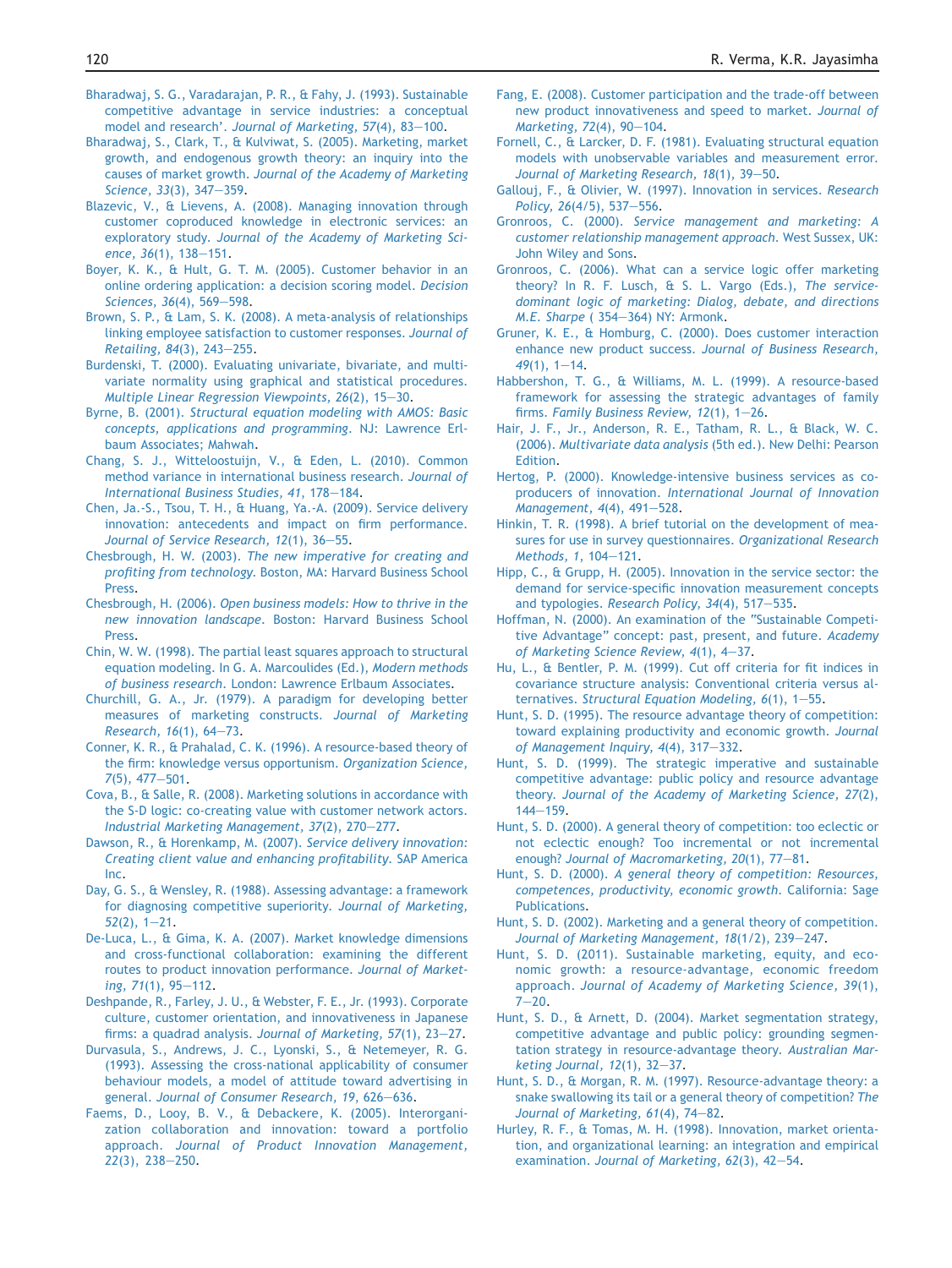Bharadwaj, S. G., Varadarajan, P. R., & Fahy, J. (1993). Sustainable competitive advantage in service industries: a conceptual model and research'. *Journal of Marketing, 57*(4), 83–100.

Bharadwaj, S., Clark, T., & Kulviwat, S. (2005). Marketing, market growth, and endogenous growth theory: an inquiry into the causes of market growth. *Journal of the Academy of Marketing Science, 33*(3), 347–359.

Blazevic, V., & Lievens, A. (2008). Managing innovation through customer coproduced knowledge in electronic services: an exploratory study. *Journal of the Academy of Marketing Science, 36*(1), 138–151.

Boyer, K. K., & Hult, G. T. M. (2005). Customer behavior in an online ordering application: a decision scoring model. *Decision Sciences, 36*(4), 569–598.

Brown, S. P., & Lam, S. K. (2008). A meta-analysis of relationships linking employee satisfaction to customer responses. *Journal of Retailing, 84*(3), 243–255.

Burdenski, T. (2000). Evaluating univariate, bivariate, and multivariate normality using graphical and statistical procedures. *Multiple Linear Regression Viewpoints, 26*(2), 15–30.

Byrne, B. (2001). *Structural equation modeling with AMOS: Basic concepts, applications and programming*. NJ: Lawrence Erlbaum Associates; Mahwah.

Chang, S. J., Witteloostuijn, V., & Eden, L. (2010). Common method variance in international business research. *Journal of International Business Studies, 41*, 178–184.

Chen, Ja.-S., Tsou, T. H., & Huang, Ya.-A. (2009). Service delivery innovation: antecedents and impact on firm performance. *Journal of Service Research, 12*(1), 36–55.

Chesbrough, H. W. (2003). *The new imperative for creating and profiting from technology*. Boston, MA: Harvard Business School Press.

Chesbrough, H. (2006). *Open business models: How to thrive in the new innovation landscape*. Boston: Harvard Business School Press.

Chin, W. W. (1998). The partial least squares approach to structural equation modeling. In G. A. Marcoulides (Ed.), *Modern methods of business research*. London: Lawrence Erlbaum Associates.

Churchill, G. A., Jr. (1979). A paradigm for developing better measures of marketing constructs. *Journal of Marketing Research, 16*(1), 64–73.

Conner, K. R., & Prahalad, C. K. (1996). A resource-based theory of the firm: knowledge versus opportunism. *Organization Science, 7*(5), 477–501.

Cova, B., & Salle, R. (2008). Marketing solutions in accordance with the S-D logic: co-creating value with customer network actors. *Industrial Marketing Management, 37*(2), 270–277.

Dawson, R., & Horenkamp, M. (2007). *Service delivery innovation: Creating client value and enhancing profitability*. SAP America Inc.

Day, G. S., & Wensley, R. (1988). Assessing advantage: a framework for diagnosing competitive superiority. *Journal of Marketing, 52*(2), 1–21.

De-Luca, L., & Gima, K. A. (2007). Market knowledge dimensions and cross-functional collaboration: examining the different routes to product innovation performance. *Journal of Marketing, 71*(1), 95–112.

Deshpande, R., Farley, J. U., & Webster, F. E., Jr. (1993). Corporate culture, customer orientation, and innovativeness in Japanese firms: a quadrad analysis. *Journal of Marketing, 57*(1), 23–27.

Durvasula, S., Andrews, J. C., Lyonski, S., & Netemeyer, R. G. (1993). Assessing the cross-national applicability of consumer behaviour models, a model of attitude toward advertising in general. *Journal of Consumer Research, 19*, 626–636.

Faems, D., Looy, B. V., & Debackere, K. (2005). Interorganization collaboration and innovation: toward a portfolio approach. *Journal of Product Innovation Management, 22*(3), 238–250.

Fang, E. (2008). Customer participation and the trade-off between new product innovativeness and speed to market. *Journal of Marketing, 72*(4), 90–104.

Fornell, C., & Larcker, D. F. (1981). Evaluating structural equation models with unobservable variables and measurement error. *Journal of Marketing Research, 18*(1), 39–50.

Gallouj, F., & Olivier, W. (1997). Innovation in services. *Research Policy, 26*(4/5), 537–556.

Gronroos, C. (2000). *Service management and marketing: A customer relationship management approach*. West Sussex, UK: John Wiley and Sons.

Gronroos, C. (2006). What can a service logic offer marketing theory? In R. F. Lusch, & S. L. Vargo (Eds.), *The service-dominant logic of marketing: Dialog, debate, and directions M.E. Sharpe* ( 354–364) NY: Armonk.

Gruner, K. E., & Homburg, C. (2000). Does customer interaction enhance new product success. *Journal of Business Research, 49*(1), 1–14.

Habbershon, T. G., & Williams, M. L. (1999). A resource-based framework for assessing the strategic advantages of family firms. *Family Business Review, 12*(1), 1–26.

Hair, J. F., Jr., Anderson, R. E., Tatham, R. L., & Black, W. C. (2006). *Multivariate data analysis* (5th ed.). New Delhi: Pearson Edition.

Hertog, P. (2000). Knowledge-intensive business services as co-producers of innovation. *International Journal of Innovation Management, 4*(4), 491–528.

Hinkin, T. R. (1998). A brief tutorial on the development of measures for use in survey questionnaires. *Organizational Research Methods, 1*, 104–121.

Hipp, C., & Grupp, H. (2005). Innovation in the service sector: the demand for service-specific innovation measurement concepts and typologies. *Research Policy, 34*(4), 517–535.

Hoffman, N. (2000). An examination of the "Sustainable Competitive Advantage" concept: past, present, and future. *Academy of Marketing Science Review, 4*(1), 4–37.

Hu, L., & Bentler, P. M. (1999). Cut off criteria for fit indices in covariance structure analysis: Conventional criteria versus alternatives. *Structural Equation Modeling, 6*(1), 1–55.

Hunt, S. D. (1995). The resource advantage theory of competition: toward explaining productivity and economic growth. *Journal of Management Inquiry, 4*(4), 317–332.

Hunt, S. D. (1999). The strategic imperative and sustainable competitive advantage: public policy and resource advantage theory. *Journal of the Academy of Marketing Science, 27*(2), 144–159.

Hunt, S. D. (2000). A general theory of competition: too eclectic or not eclectic enough? Too incremental or not incremental enough? *Journal of Macromarketing, 20*(1), 77–81.

Hunt, S. D. (2000). *A general theory of competition: Resources, competences, productivity, economic growth*. California: Sage Publications.

Hunt, S. D. (2002). Marketing and a general theory of competition. *Journal of Marketing Management, 18*(1/2), 239–247.

Hunt, S. D. (2011). Sustainable marketing, equity, and economic growth: a resource-advantage, economic freedom approach. *Journal of Academy of Marketing Science, 39*(1), 7–20.

Hunt, S. D., & Arnett, D. (2004). Market segmentation strategy, competitive advantage and public policy: grounding segmentation strategy in resource-advantage theory. *Australian Marketing Journal, 12*(1), 32–37.

Hunt, S. D., & Morgan, R. M. (1997). Resource-advantage theory: a snake swallowing its tail or a general theory of competition? *The Journal of Marketing, 61*(4), 74–82.

Hurley, R. F., & Tomas, M. H. (1998). Innovation, market orientation, and organizational learning: an integration and empirical examination. *Journal of Marketing, 62*(3), 42–54.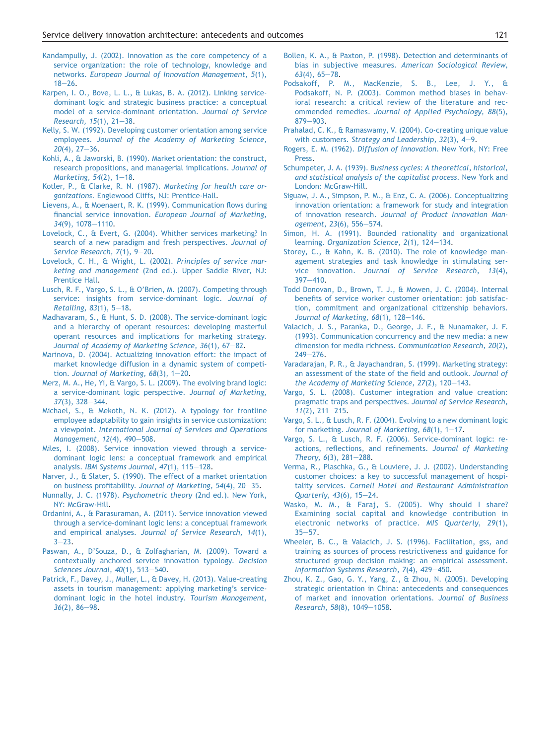Kandampully, J. (2002). Innovation as the core competency of a service organization: the role of technology, knowledge and networks. *European Journal of Innovation Management, 5*(1), 18—26.

Karpen, I. O., Bove, L. L., & Lukas, B. A. (2012). Linking service-dominant logic and strategic business practice: a conceptual model of a service-dominant orientation. *Journal of Service Research, 15*(1), 21—38.

Kelly, S. W. (1992). Developing customer orientation among service employees. *Journal of the Academy of Marketing Science, 20*(4), 27—36.

Kohli, A., & Jaworski, B. (1990). Market orientation: the construct, research propositions, and managerial implications. *Journal of Marketing, 54*(2), 1—18.

Kotler, P., & Clarke, R. N. (1987). *Marketing for health care organizations*. Englewood Cliffs, NJ: Prentice-Hall.

Lievens, A., & Moenaert, R. K. (1999). Communication flows during financial service innovation. *European Journal of Marketing, 34*(9), 1078—1110.

Lovelock, C., & Evert, G. (2004). Whither services marketing? In search of a new paradigm and fresh perspectives. *Journal of Service Research, 7*(1), 9—20.

Lovelock, C. H., & Wright, L. (2002). *Principles of service marketing and management* (2nd ed.). Upper Saddle River, NJ: Prentice Hall.

Lusch, R. F., Vargo, S. L., & O'Brien, M. (2007). Competing through service: insights from service-dominant logic. *Journal of Retailing, 83*(1), 5—18.

Madhavaram, S., & Hunt, S. D. (2008). The service-dominant logic and a hierarchy of operant resources: developing masterful operant resources and implications for marketing strategy. *Journal of Academy of Marketing Science, 36*(1), 67—82.

Marinova, D. (2004). Actualizing innovation effort: the impact of market knowledge diffusion in a dynamic system of competition. *Journal of Marketing, 68*(3), 1—20.

Merz, M. A., He, Yi, & Vargo, S. L. (2009). The evolving brand logic: a service-dominant logic perspective. *Journal of Marketing, 37*(3), 328—344.

Michael, S., & Mekoth, N. K. (2012). A typology for frontline employee adaptability to gain insights in service customization: a viewpoint. *International Journal of Services and Operations Management, 12*(4), 490—508.

Miles, I. (2008). Service innovation viewed through a service-dominant logic lens: a conceptual framework and empirical analysis. *IBM Systems Journal, 47*(1), 115—128.

Narver, J., & Slater, S. (1990). The effect of a market orientation on business profitability. *Journal of Marketing, 54*(4), 20—35.

Nunnally, J. C. (1978). *Psychometric theory* (2nd ed.). New York, NY: McGraw-Hill.

Ordanini, A., & Parasuraman, A. (2011). Service innovation viewed through a service-dominant logic lens: a conceptual framework and empirical analyses. *Journal of Service Research, 14*(1), 3—23.

Paswan, A., D'Souza, D., & Zolfagharian, M. (2009). Toward a contextually anchored service innovation typology. *Decision Sciences Journal, 40*(1), 513—540.

Patrick, F., Davey, J., Muller, L., & Davey, H. (2013). Value-creating assets in tourism management: applying marketing's service-dominant logic in the hotel industry. *Tourism Management, 36*(2), 86—98.

Bollen, K. A., & Paxton, P. (1998). Detection and determinants of bias in subjective measures. *American Sociological Review, 63*(4), 65—78.

Podsakoff, P. M., MacKenzie, S. B., Lee, J. Y., & Podsakoff, N. P. (2003). Common method biases in behavioral research: a critical review of the literature and recommended remedies. *Journal of Applied Psychology, 88*(5), 879—903.

Prahalad, C. K., & Ramaswamy, V. (2004). Co-creating unique value with customers. *Strategy and Leadership, 32*(3), 4—9.

Rogers, E. M. (1962). *Diffusion of innovation*. New York, NY: Free Press.

Schumpeter, J. A. (1939). *Business cycles: A theoretical, historical, and statistical analysis of the capitalist process*. New York and London: McGraw-Hill.

Siguaw, J. A., Simpson, P. M., & Enz, C. A. (2006). Conceptualizing innovation orientation: a framework for study and integration of innovation research. *Journal of Product Innovation Management, 23*(6), 556—574.

Simon, H. A. (1991). Bounded rationality and organizational learning. *Organization Science, 2*(1), 124—134.

Storey, C., & Kahn, K. B. (2010). The role of knowledge management strategies and task knowledge in stimulating service innovation. *Journal of Service Research, 13*(4), 397—410.

Todd Donovan, D., Brown, T. J., & Mowen, J. C. (2004). Internal benefits of service worker customer orientation: job satisfaction, commitment and organizational citizenship behaviors. *Journal of Marketing, 68*(1), 128—146.

Valacich, J. S., Paranka, D., George, J. F., & Nunamaker, J. F. (1993). Communication concurrency and the new media: a new dimension for media richness. *Communication Research, 20*(2), 249—276.

Varadarajan, P. R., & Jayachandran, S. (1999). Marketing strategy: an assessment of the state of the field and outlook. *Journal of the Academy of Marketing Science, 27*(2), 120—143.

Vargo, S. L. (2008). Customer integration and value creation: pragmatic traps and perspectives. *Journal of Service Research, 11*(2), 211—215.

Vargo, S. L., & Lusch, R. F. (2004). Evolving to a new dominant logic for marketing. *Journal of Marketing, 68*(1), 1—17.

Vargo, S. L., & Lusch, R. F. (2006). Service-dominant logic: reactions, reflections, and refinements. *Journal of Marketing Theory, 6*(3), 281—288.

Verma, R., Plaschka, G., & Louviere, J. J. (2002). Understanding customer choices: a key to successful management of hospitality services. *Cornell Hotel and Restaurant Administration Quarterly, 43*(6), 15—24.

Wasko, M. M., & Faraj, S. (2005). Why should I share? Examining social capital and knowledge contribution in electronic networks of practice. *MIS Quarterly, 29*(1), 35—57.

Wheeler, B. C., & Valacich, J. S. (1996). Facilitation, gss, and training as sources of process restrictiveness and guidance for structured group decision making: an empirical assessment. *Information Systems Research, 7*(4), 429—450.

Zhou, K. Z., Gao, G. Y., Yang, Z., & Zhou, N. (2005). Developing strategic orientation in China: antecedents and consequences of market and innovation orientations. *Journal of Business Research, 58*(8), 1049—1058.